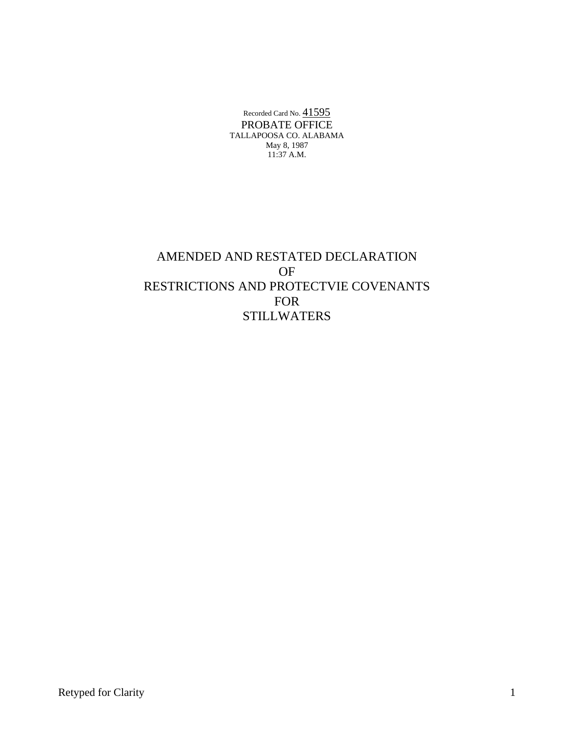Recorded Card No. 41595
PROBATE OFFICE
TALLAPOOSA CO. ALABAMA
May 8, 1987
11:37 A.M.

# AMENDED AND RESTATED DECLARATION
# OF
# RESTRICTIONS AND PROTECTVIE COVENANTS
# FOR
# STILLWATERS

Retyped for Clarity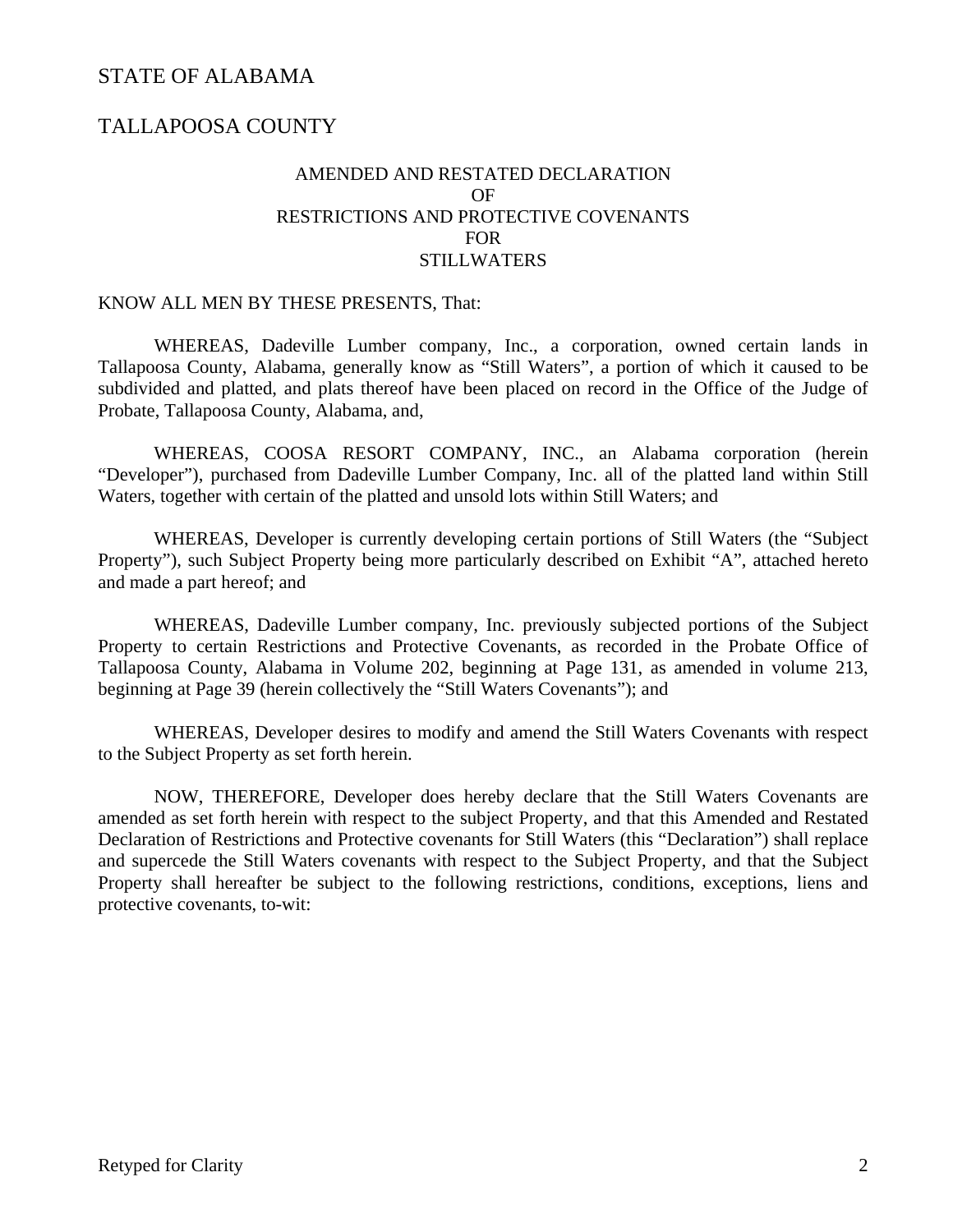STATE OF ALABAMA

TALLAPOOSA COUNTY

# AMENDED AND RESTATED DECLARATION OF RESTRICTIONS AND PROTECTIVE COVENANTS FOR STILLWATERS

KNOW ALL MEN BY THESE PRESENTS, That:

WHEREAS, Dadeville Lumber company, Inc., a corporation, owned certain lands in Tallapoosa County, Alabama, generally know as "Still Waters", a portion of which it caused to be subdivided and platted, and plats thereof have been placed on record in the Office of the Judge of Probate, Tallapoosa County, Alabama, and,

WHEREAS, COOSA RESORT COMPANY, INC., an Alabama corporation (herein "Developer"), purchased from Dadeville Lumber Company, Inc. all of the platted land within Still Waters, together with certain of the platted and unsold lots within Still Waters; and

WHEREAS, Developer is currently developing certain portions of Still Waters (the "Subject Property"), such Subject Property being more particularly described on Exhibit "A", attached hereto and made a part hereof; and

WHEREAS, Dadeville Lumber company, Inc. previously subjected portions of the Subject Property to certain Restrictions and Protective Covenants, as recorded in the Probate Office of Tallapoosa County, Alabama in Volume 202, beginning at Page 131, as amended in volume 213, beginning at Page 39 (herein collectively the "Still Waters Covenants"); and

WHEREAS, Developer desires to modify and amend the Still Waters Covenants with respect to the Subject Property as set forth herein.

NOW, THEREFORE, Developer does hereby declare that the Still Waters Covenants are amended as set forth herein with respect to the subject Property, and that this Amended and Restated Declaration of Restrictions and Protective covenants for Still Waters (this "Declaration") shall replace and supercede the Still Waters covenants with respect to the Subject Property, and that the Subject Property shall hereafter be subject to the following restrictions, conditions, exceptions, liens and protective covenants, to-wit: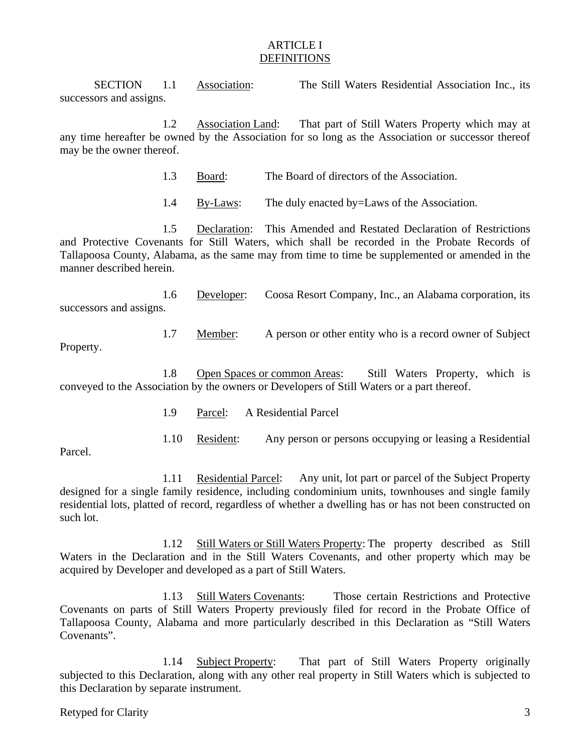# ARTICLE I
## DEFINITIONS

SECTION 1.1 Association: The Still Waters Residential Association Inc., its successors and assigns.

1.2 Association Land: That part of Still Waters Property which may at any time hereafter be owned by the Association for so long as the Association or successor thereof may be the owner thereof.

1.3 Board: The Board of directors of the Association.

1.4 By-Laws: The duly enacted by=Laws of the Association.

1.5 Declaration: This Amended and Restated Declaration of Restrictions and Protective Covenants for Still Waters, which shall be recorded in the Probate Records of Tallapoosa County, Alabama, as the same may from time to time be supplemented or amended in the manner described herein.

1.6 Developer: Coosa Resort Company, Inc., an Alabama corporation, its successors and assigns.

1.7 Member: A person or other entity who is a record owner of Subject Property.

1.8 Open Spaces or common Areas: Still Waters Property, which is conveyed to the Association by the owners or Developers of Still Waters or a part thereof.

1.9 Parcel: A Residential Parcel

1.10 Resident: Any person or persons occupying or leasing a Residential Parcel.

1.11 Residential Parcel: Any unit, lot part or parcel of the Subject Property designed for a single family residence, including condominium units, townhouses and single family residential lots, platted of record, regardless of whether a dwelling has or has not been constructed on such lot.

1.12 Still Waters or Still Waters Property: The property described as Still Waters in the Declaration and in the Still Waters Covenants, and other property which may be acquired by Developer and developed as a part of Still Waters.

1.13 Still Waters Covenants: Those certain Restrictions and Protective Covenants on parts of Still Waters Property previously filed for record in the Probate Office of Tallapoosa County, Alabama and more particularly described in this Declaration as "Still Waters Covenants".

1.14 Subject Property: That part of Still Waters Property originally subjected to this Declaration, along with any other real property in Still Waters which is subjected to this Declaration by separate instrument.

Retyped for Clarity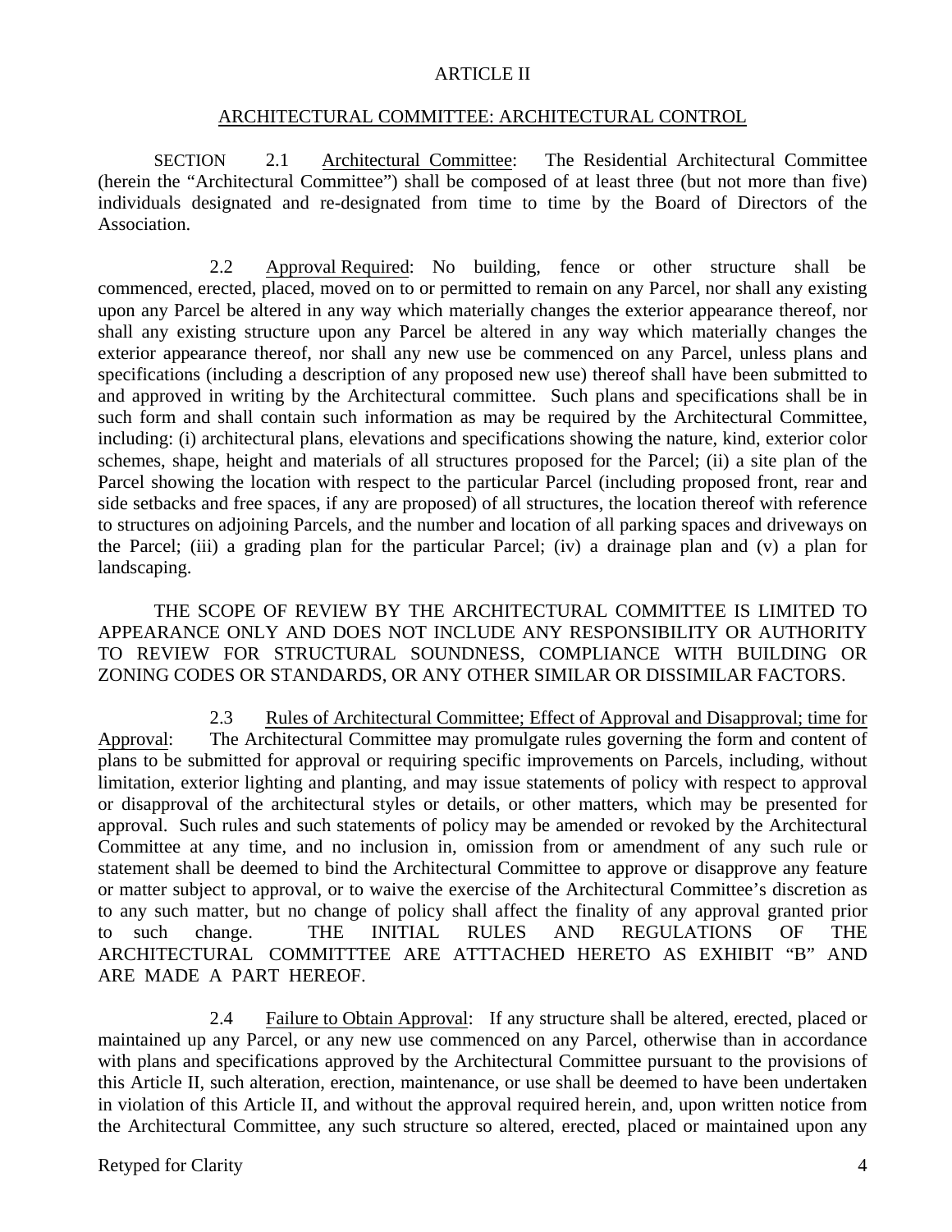ARTICLE II

ARCHITECTURAL COMMITTEE: ARCHITECTURAL CONTROL

SECTION 2.1 Architectural Committee: The Residential Architectural Committee (herein the "Architectural Committee") shall be composed of at least three (but not more than five) individuals designated and re-designated from time to time by the Board of Directors of the Association.

2.2 Approval Required: No building, fence or other structure shall be commenced, erected, placed, moved on to or permitted to remain on any Parcel, nor shall any existing upon any Parcel be altered in any way which materially changes the exterior appearance thereof, nor shall any existing structure upon any Parcel be altered in any way which materially changes the exterior appearance thereof, nor shall any new use be commenced on any Parcel, unless plans and specifications (including a description of any proposed new use) thereof shall have been submitted to and approved in writing by the Architectural committee. Such plans and specifications shall be in such form and shall contain such information as may be required by the Architectural Committee, including: (i) architectural plans, elevations and specifications showing the nature, kind, exterior color schemes, shape, height and materials of all structures proposed for the Parcel; (ii) a site plan of the Parcel showing the location with respect to the particular Parcel (including proposed front, rear and side setbacks and free spaces, if any are proposed) of all structures, the location thereof with reference to structures on adjoining Parcels, and the number and location of all parking spaces and driveways on the Parcel; (iii) a grading plan for the particular Parcel; (iv) a drainage plan and (v) a plan for landscaping.

THE SCOPE OF REVIEW BY THE ARCHITECTURAL COMMITTEE IS LIMITED TO APPEARANCE ONLY AND DOES NOT INCLUDE ANY RESPONSIBILITY OR AUTHORITY TO REVIEW FOR STRUCTURAL SOUNDNESS, COMPLIANCE WITH BUILDING OR ZONING CODES OR STANDARDS, OR ANY OTHER SIMILAR OR DISSIMILAR FACTORS.

2.3 Rules of Architectural Committee; Effect of Approval and Disapproval; time for Approval: The Architectural Committee may promulgate rules governing the form and content of plans to be submitted for approval or requiring specific improvements on Parcels, including, without limitation, exterior lighting and planting, and may issue statements of policy with respect to approval or disapproval of the architectural styles or details, or other matters, which may be presented for approval. Such rules and such statements of policy may be amended or revoked by the Architectural Committee at any time, and no inclusion in, omission from or amendment of any such rule or statement shall be deemed to bind the Architectural Committee to approve or disapprove any feature or matter subject to approval, or to waive the exercise of the Architectural Committee's discretion as to any such matter, but no change of policy shall affect the finality of any approval granted prior to such change. THE INITIAL RULES AND REGULATIONS OF THE ARCHITECTURAL COMMITTTEE ARE ATTTACHED HERETO AS EXHIBIT "B" AND ARE MADE A PART HEREOF.

2.4 Failure to Obtain Approval: If any structure shall be altered, erected, placed or maintained up any Parcel, or any new use commenced on any Parcel, otherwise than in accordance with plans and specifications approved by the Architectural Committee pursuant to the provisions of this Article II, such alteration, erection, maintenance, or use shall be deemed to have been undertaken in violation of this Article II, and without the approval required herein, and, upon written notice from the Architectural Committee, any such structure so altered, erected, placed or maintained upon any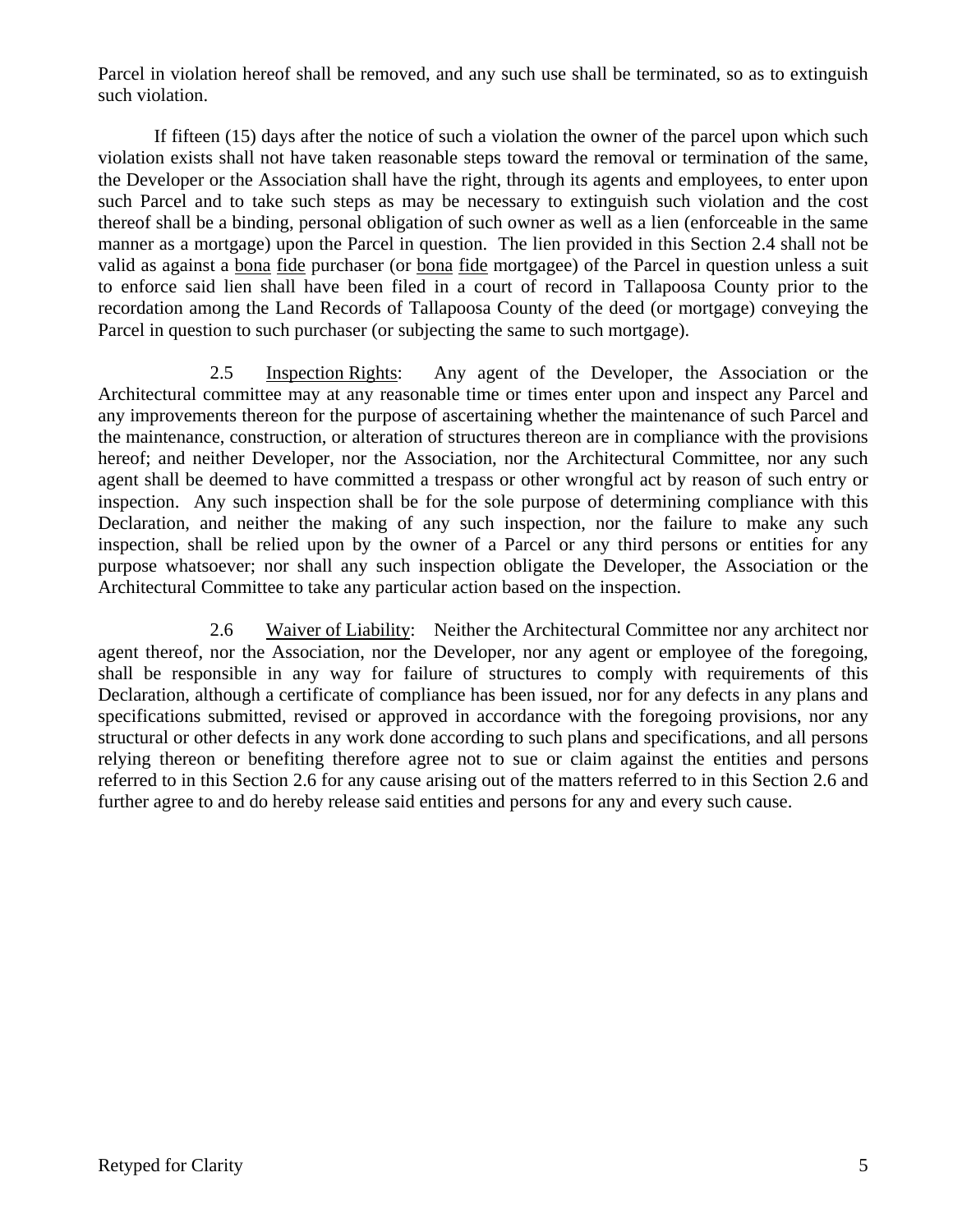Parcel in violation hereof shall be removed, and any such use shall be terminated, so as to extinguish such violation.

If fifteen (15) days after the notice of such a violation the owner of the parcel upon which such violation exists shall not have taken reasonable steps toward the removal or termination of the same, the Developer or the Association shall have the right, through its agents and employees, to enter upon such Parcel and to take such steps as may be necessary to extinguish such violation and the cost thereof shall be a binding, personal obligation of such owner as well as a lien (enforceable in the same manner as a mortgage) upon the Parcel in question. The lien provided in this Section 2.4 shall not be valid as against a bona fide purchaser (or bona fide mortgagee) of the Parcel in question unless a suit to enforce said lien shall have been filed in a court of record in Tallapoosa County prior to the recordation among the Land Records of Tallapoosa County of the deed (or mortgage) conveying the Parcel in question to such purchaser (or subjecting the same to such mortgage).

2.5 Inspection Rights: Any agent of the Developer, the Association or the Architectural committee may at any reasonable time or times enter upon and inspect any Parcel and any improvements thereon for the purpose of ascertaining whether the maintenance of such Parcel and the maintenance, construction, or alteration of structures thereon are in compliance with the provisions hereof; and neither Developer, nor the Association, nor the Architectural Committee, nor any such agent shall be deemed to have committed a trespass or other wrongful act by reason of such entry or inspection. Any such inspection shall be for the sole purpose of determining compliance with this Declaration, and neither the making of any such inspection, nor the failure to make any such inspection, shall be relied upon by the owner of a Parcel or any third persons or entities for any purpose whatsoever; nor shall any such inspection obligate the Developer, the Association or the Architectural Committee to take any particular action based on the inspection.

2.6 Waiver of Liability: Neither the Architectural Committee nor any architect nor agent thereof, nor the Association, nor the Developer, nor any agent or employee of the foregoing, shall be responsible in any way for failure of structures to comply with requirements of this Declaration, although a certificate of compliance has been issued, nor for any defects in any plans and specifications submitted, revised or approved in accordance with the foregoing provisions, nor any structural or other defects in any work done according to such plans and specifications, and all persons relying thereon or benefiting therefore agree not to sue or claim against the entities and persons referred to in this Section 2.6 for any cause arising out of the matters referred to in this Section 2.6 and further agree to and do hereby release said entities and persons for any and every such cause.

Retyped for Clarity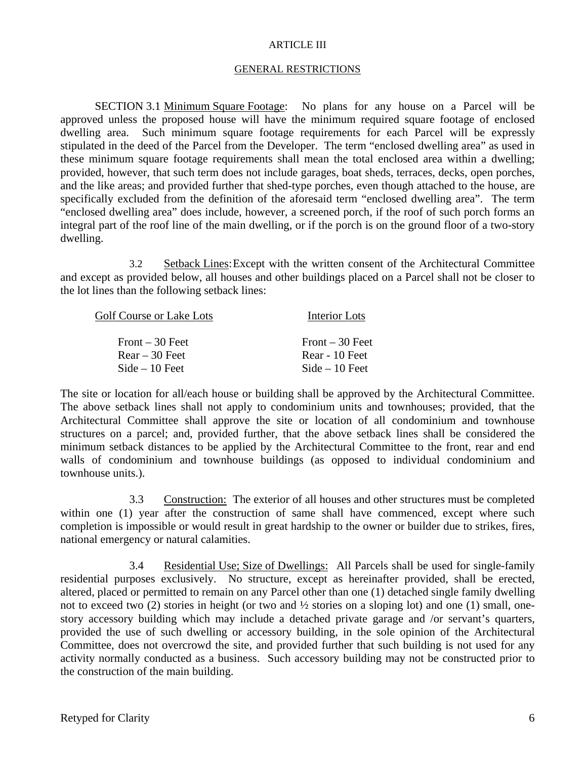# ARTICLE III

## GENERAL RESTRICTIONS

SECTION 3.1 Minimum Square Footage: No plans for any house on a Parcel will be approved unless the proposed house will have the minimum required square footage of enclosed dwelling area. Such minimum square footage requirements for each Parcel will be expressly stipulated in the deed of the Parcel from the Developer. The term "enclosed dwelling area" as used in these minimum square footage requirements shall mean the total enclosed area within a dwelling; provided, however, that such term does not include garages, boat sheds, terraces, decks, open porches, and the like areas; and provided further that shed-type porches, even though attached to the house, are specifically excluded from the definition of the aforesaid term "enclosed dwelling area". The term "enclosed dwelling area" does include, however, a screened porch, if the roof of such porch forms an integral part of the roof line of the main dwelling, or if the porch is on the ground floor of a two-story dwelling.

3.2 Setback Lines: Except with the written consent of the Architectural Committee and except as provided below, all houses and other buildings placed on a Parcel shall not be closer to the lot lines than the following setback lines:

| Golf Course or Lake Lots | Interior Lots |
|---|---|
| Front – 30 Feet | Front – 30 Feet |
| Rear – 30 Feet | Rear - 10 Feet |
| Side – 10 Feet | Side – 10 Feet |

The site or location for all/each house or building shall be approved by the Architectural Committee. The above setback lines shall not apply to condominium units and townhouses; provided, that the Architectural Committee shall approve the site or location of all condominium and townhouse structures on a parcel; and, provided further, that the above setback lines shall be considered the minimum setback distances to be applied by the Architectural Committee to the front, rear and end walls of condominium and townhouse buildings (as opposed to individual condominium and townhouse units.).

3.3 Construction: The exterior of all houses and other structures must be completed within one (1) year after the construction of same shall have commenced, except where such completion is impossible or would result in great hardship to the owner or builder due to strikes, fires, national emergency or natural calamities.

3.4 Residential Use; Size of Dwellings: All Parcels shall be used for single-family residential purposes exclusively. No structure, except as hereinafter provided, shall be erected, altered, placed or permitted to remain on any Parcel other than one (1) detached single family dwelling not to exceed two (2) stories in height (or two and ½ stories on a sloping lot) and one (1) small, one-story accessory building which may include a detached private garage and /or servant's quarters, provided the use of such dwelling or accessory building, in the sole opinion of the Architectural Committee, does not overcrowd the site, and provided further that such building is not used for any activity normally conducted as a business. Such accessory building may not be constructed prior to the construction of the main building.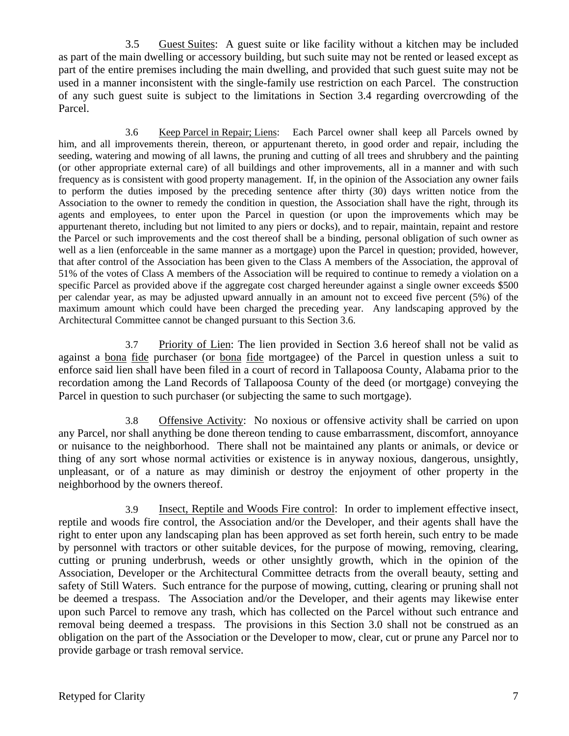3.5 Guest Suites: A guest suite or like facility without a kitchen may be included as part of the main dwelling or accessory building, but such suite may not be rented or leased except as part of the entire premises including the main dwelling, and provided that such guest suite may not be used in a manner inconsistent with the single-family use restriction on each Parcel. The construction of any such guest suite is subject to the limitations in Section 3.4 regarding overcrowding of the Parcel.

3.6 Keep Parcel in Repair; Liens: Each Parcel owner shall keep all Parcels owned by him, and all improvements therein, thereon, or appurtenant thereto, in good order and repair, including the seeding, watering and mowing of all lawns, the pruning and cutting of all trees and shrubbery and the painting (or other appropriate external care) of all buildings and other improvements, all in a manner and with such frequency as is consistent with good property management. If, in the opinion of the Association any owner fails to perform the duties imposed by the preceding sentence after thirty (30) days written notice from the Association to the owner to remedy the condition in question, the Association shall have the right, through its agents and employees, to enter upon the Parcel in question (or upon the improvements which may be appurtenant thereto, including but not limited to any piers or docks), and to repair, maintain, repaint and restore the Parcel or such improvements and the cost thereof shall be a binding, personal obligation of such owner as well as a lien (enforceable in the same manner as a mortgage) upon the Parcel in question; provided, however, that after control of the Association has been given to the Class A members of the Association, the approval of 51% of the votes of Class A members of the Association will be required to continue to remedy a violation on a specific Parcel as provided above if the aggregate cost charged hereunder against a single owner exceeds $500 per calendar year, as may be adjusted upward annually in an amount not to exceed five percent (5%) of the maximum amount which could have been charged the preceding year. Any landscaping approved by the Architectural Committee cannot be changed pursuant to this Section 3.6.

3.7 Priority of Lien: The lien provided in Section 3.6 hereof shall not be valid as against a bona fide purchaser (or bona fide mortgagee) of the Parcel in question unless a suit to enforce said lien shall have been filed in a court of record in Tallapoosa County, Alabama prior to the recordation among the Land Records of Tallapoosa County of the deed (or mortgage) conveying the Parcel in question to such purchaser (or subjecting the same to such mortgage).

3.8 Offensive Activity: No noxious or offensive activity shall be carried on upon any Parcel, nor shall anything be done thereon tending to cause embarrassment, discomfort, annoyance or nuisance to the neighborhood. There shall not be maintained any plants or animals, or device or thing of any sort whose normal activities or existence is in anyway noxious, dangerous, unsightly, unpleasant, or of a nature as may diminish or destroy the enjoyment of other property in the neighborhood by the owners thereof.

3.9 Insect, Reptile and Woods Fire control: In order to implement effective insect, reptile and woods fire control, the Association and/or the Developer, and their agents shall have the right to enter upon any landscaping plan has been approved as set forth herein, such entry to be made by personnel with tractors or other suitable devices, for the purpose of mowing, removing, clearing, cutting or pruning underbrush, weeds or other unsightly growth, which in the opinion of the Association, Developer or the Architectural Committee detracts from the overall beauty, setting and safety of Still Waters. Such entrance for the purpose of mowing, cutting, clearing or pruning shall not be deemed a trespass. The Association and/or the Developer, and their agents may likewise enter upon such Parcel to remove any trash, which has collected on the Parcel without such entrance and removal being deemed a trespass. The provisions in this Section 3.0 shall not be construed as an obligation on the part of the Association or the Developer to mow, clear, cut or prune any Parcel nor to provide garbage or trash removal service.

Retyped for Clarity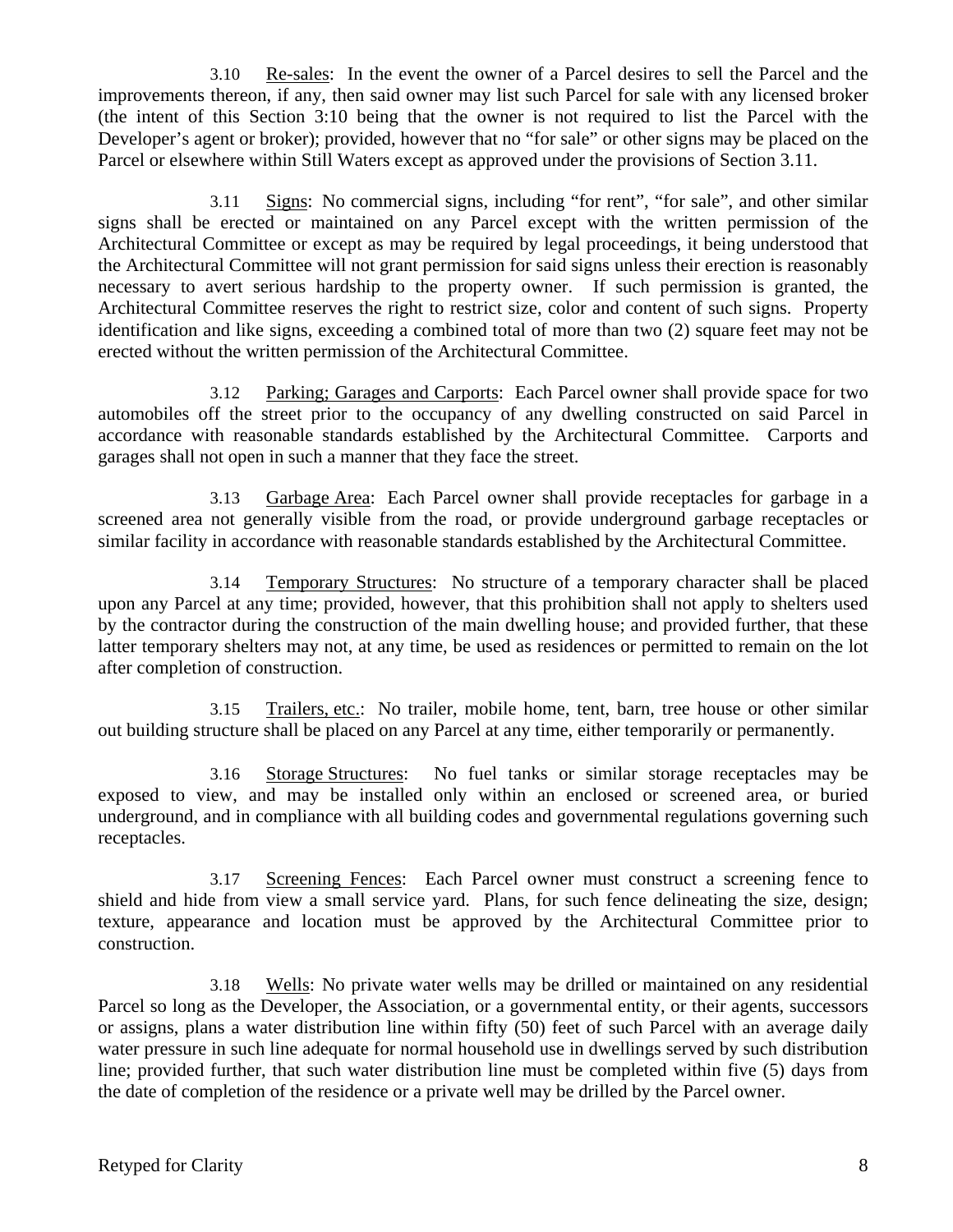3.10 Re-sales: In the event the owner of a Parcel desires to sell the Parcel and the improvements thereon, if any, then said owner may list such Parcel for sale with any licensed broker (the intent of this Section 3:10 being that the owner is not required to list the Parcel with the Developer's agent or broker); provided, however that no "for sale" or other signs may be placed on the Parcel or elsewhere within Still Waters except as approved under the provisions of Section 3.11.

3.11 Signs: No commercial signs, including "for rent", "for sale", and other similar signs shall be erected or maintained on any Parcel except with the written permission of the Architectural Committee or except as may be required by legal proceedings, it being understood that the Architectural Committee will not grant permission for said signs unless their erection is reasonably necessary to avert serious hardship to the property owner. If such permission is granted, the Architectural Committee reserves the right to restrict size, color and content of such signs. Property identification and like signs, exceeding a combined total of more than two (2) square feet may not be erected without the written permission of the Architectural Committee.

3.12 Parking; Garages and Carports: Each Parcel owner shall provide space for two automobiles off the street prior to the occupancy of any dwelling constructed on said Parcel in accordance with reasonable standards established by the Architectural Committee. Carports and garages shall not open in such a manner that they face the street.

3.13 Garbage Area: Each Parcel owner shall provide receptacles for garbage in a screened area not generally visible from the road, or provide underground garbage receptacles or similar facility in accordance with reasonable standards established by the Architectural Committee.

3.14 Temporary Structures: No structure of a temporary character shall be placed upon any Parcel at any time; provided, however, that this prohibition shall not apply to shelters used by the contractor during the construction of the main dwelling house; and provided further, that these latter temporary shelters may not, at any time, be used as residences or permitted to remain on the lot after completion of construction.

3.15 Trailers, etc.: No trailer, mobile home, tent, barn, tree house or other similar out building structure shall be placed on any Parcel at any time, either temporarily or permanently.

3.16 Storage Structures: No fuel tanks or similar storage receptacles may be exposed to view, and may be installed only within an enclosed or screened area, or buried underground, and in compliance with all building codes and governmental regulations governing such receptacles.

3.17 Screening Fences: Each Parcel owner must construct a screening fence to shield and hide from view a small service yard. Plans, for such fence delineating the size, design; texture, appearance and location must be approved by the Architectural Committee prior to construction.

3.18 Wells: No private water wells may be drilled or maintained on any residential Parcel so long as the Developer, the Association, or a governmental entity, or their agents, successors or assigns, plans a water distribution line within fifty (50) feet of such Parcel with an average daily water pressure in such line adequate for normal household use in dwellings served by such distribution line; provided further, that such water distribution line must be completed within five (5) days from the date of completion of the residence or a private well may be drilled by the Parcel owner.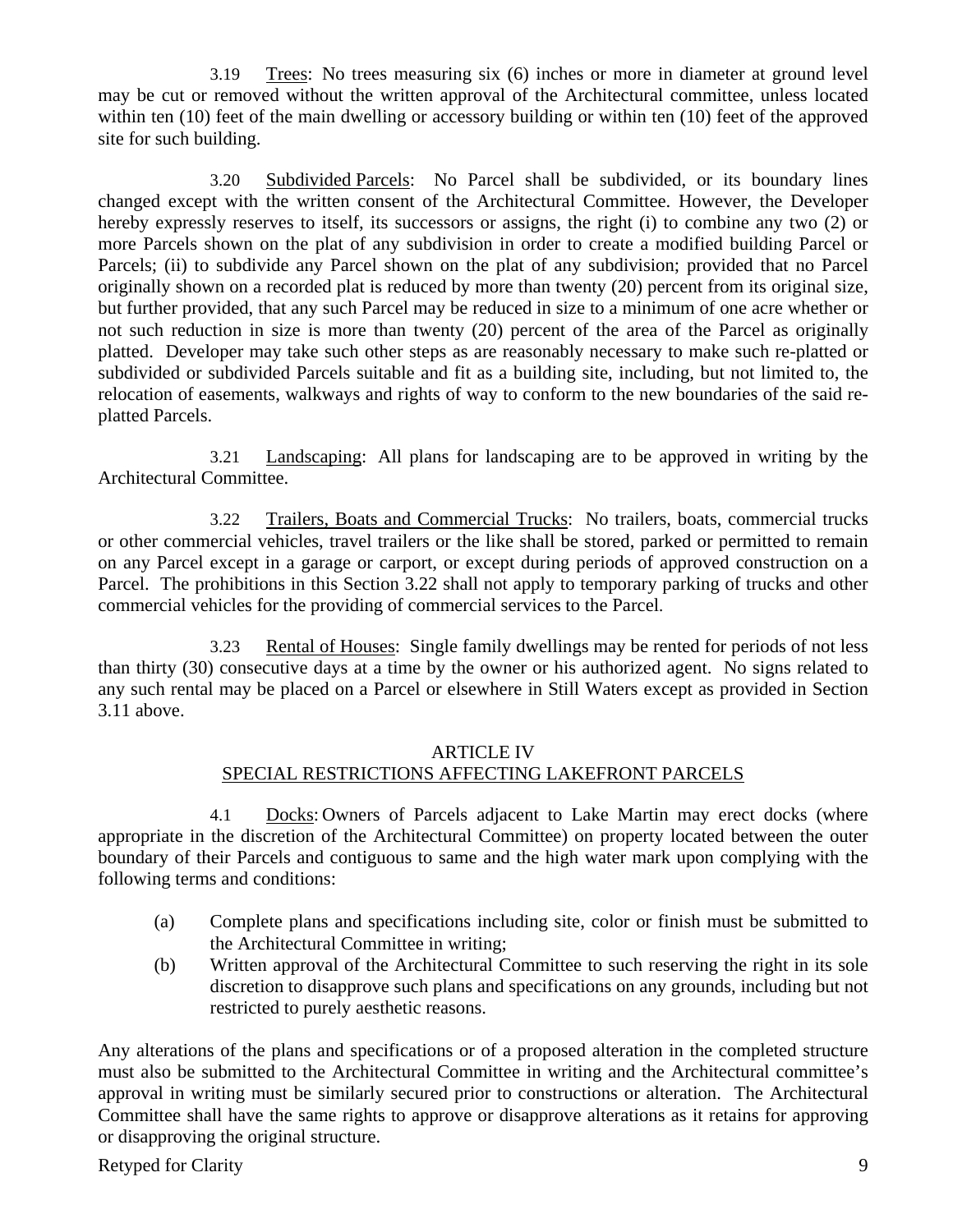3.19 Trees: No trees measuring six (6) inches or more in diameter at ground level may be cut or removed without the written approval of the Architectural committee, unless located within ten (10) feet of the main dwelling or accessory building or within ten (10) feet of the approved site for such building.

3.20 Subdivided Parcels: No Parcel shall be subdivided, or its boundary lines changed except with the written consent of the Architectural Committee. However, the Developer hereby expressly reserves to itself, its successors or assigns, the right (i) to combine any two (2) or more Parcels shown on the plat of any subdivision in order to create a modified building Parcel or Parcels; (ii) to subdivide any Parcel shown on the plat of any subdivision; provided that no Parcel originally shown on a recorded plat is reduced by more than twenty (20) percent from its original size, but further provided, that any such Parcel may be reduced in size to a minimum of one acre whether or not such reduction in size is more than twenty (20) percent of the area of the Parcel as originally platted. Developer may take such other steps as are reasonably necessary to make such re-platted or subdivided or subdivided Parcels suitable and fit as a building site, including, but not limited to, the relocation of easements, walkways and rights of way to conform to the new boundaries of the said re-platted Parcels.

3.21 Landscaping: All plans for landscaping are to be approved in writing by the Architectural Committee.

3.22 Trailers, Boats and Commercial Trucks: No trailers, boats, commercial trucks or other commercial vehicles, travel trailers or the like shall be stored, parked or permitted to remain on any Parcel except in a garage or carport, or except during periods of approved construction on a Parcel. The prohibitions in this Section 3.22 shall not apply to temporary parking of trucks and other commercial vehicles for the providing of commercial services to the Parcel.

3.23 Rental of Houses: Single family dwellings may be rented for periods of not less than thirty (30) consecutive days at a time by the owner or his authorized agent. No signs related to any such rental may be placed on a Parcel or elsewhere in Still Waters except as provided in Section 3.11 above.

## ARTICLE IV
## SPECIAL RESTRICTIONS AFFECTING LAKEFRONT PARCELS

4.1 Docks: Owners of Parcels adjacent to Lake Martin may erect docks (where appropriate in the discretion of the Architectural Committee) on property located between the outer boundary of their Parcels and contiguous to same and the high water mark upon complying with the following terms and conditions:

(a) Complete plans and specifications including site, color or finish must be submitted to the Architectural Committee in writing;

(b) Written approval of the Architectural Committee to such reserving the right in its sole discretion to disapprove such plans and specifications on any grounds, including but not restricted to purely aesthetic reasons.

Any alterations of the plans and specifications or of a proposed alteration in the completed structure must also be submitted to the Architectural Committee in writing and the Architectural committee's approval in writing must be similarly secured prior to constructions or alteration. The Architectural Committee shall have the same rights to approve or disapprove alterations as it retains for approving or disapproving the original structure.

Retyped for Clarity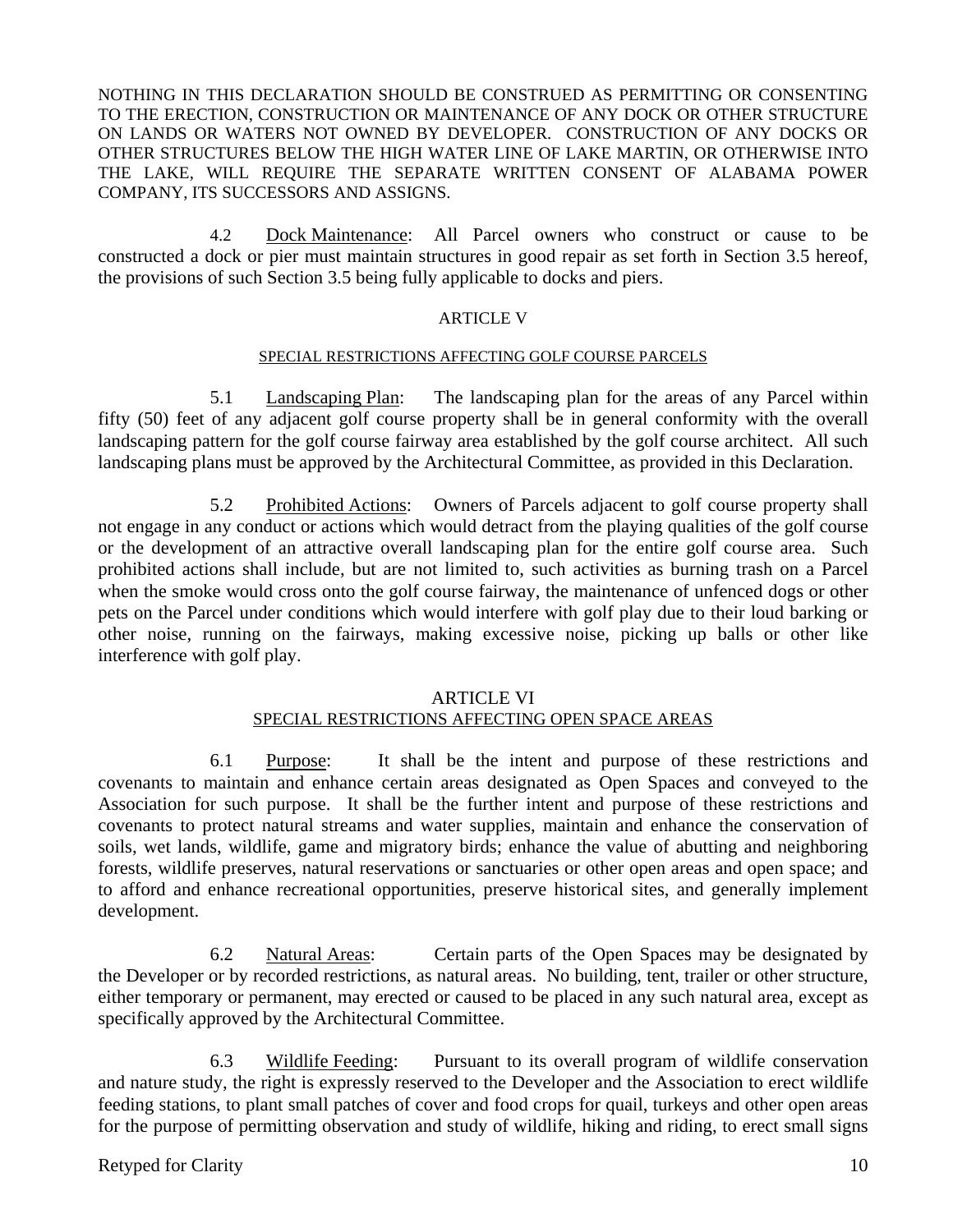NOTHING IN THIS DECLARATION SHOULD BE CONSTRUED AS PERMITTING OR CONSENTING TO THE ERECTION, CONSTRUCTION OR MAINTENANCE OF ANY DOCK OR OTHER STRUCTURE ON LANDS OR WATERS NOT OWNED BY DEVELOPER. CONSTRUCTION OF ANY DOCKS OR OTHER STRUCTURES BELOW THE HIGH WATER LINE OF LAKE MARTIN, OR OTHERWISE INTO THE LAKE, WILL REQUIRE THE SEPARATE WRITTEN CONSENT OF ALABAMA POWER COMPANY, ITS SUCCESSORS AND ASSIGNS.

4.2 Dock Maintenance: All Parcel owners who construct or cause to be constructed a dock or pier must maintain structures in good repair as set forth in Section 3.5 hereof, the provisions of such Section 3.5 being fully applicable to docks and piers.

## ARTICLE V

### SPECIAL RESTRICTIONS AFFECTING GOLF COURSE PARCELS

5.1 Landscaping Plan: The landscaping plan for the areas of any Parcel within fifty (50) feet of any adjacent golf course property shall be in general conformity with the overall landscaping pattern for the golf course fairway area established by the golf course architect. All such landscaping plans must be approved by the Architectural Committee, as provided in this Declaration.

5.2 Prohibited Actions: Owners of Parcels adjacent to golf course property shall not engage in any conduct or actions which would detract from the playing qualities of the golf course or the development of an attractive overall landscaping plan for the entire golf course area. Such prohibited actions shall include, but are not limited to, such activities as burning trash on a Parcel when the smoke would cross onto the golf course fairway, the maintenance of unfenced dogs or other pets on the Parcel under conditions which would interfere with golf play due to their loud barking or other noise, running on the fairways, making excessive noise, picking up balls or other like interference with golf play.

## ARTICLE VI

### SPECIAL RESTRICTIONS AFFECTING OPEN SPACE AREAS

6.1 Purpose: It shall be the intent and purpose of these restrictions and covenants to maintain and enhance certain areas designated as Open Spaces and conveyed to the Association for such purpose. It shall be the further intent and purpose of these restrictions and covenants to protect natural streams and water supplies, maintain and enhance the conservation of soils, wet lands, wildlife, game and migratory birds; enhance the value of abutting and neighboring forests, wildlife preserves, natural reservations or sanctuaries or other open areas and open space; and to afford and enhance recreational opportunities, preserve historical sites, and generally implement development.

6.2 Natural Areas: Certain parts of the Open Spaces may be designated by the Developer or by recorded restrictions, as natural areas. No building, tent, trailer or other structure, either temporary or permanent, may erected or caused to be placed in any such natural area, except as specifically approved by the Architectural Committee.

6.3 Wildlife Feeding: Pursuant to its overall program of wildlife conservation and nature study, the right is expressly reserved to the Developer and the Association to erect wildlife feeding stations, to plant small patches of cover and food crops for quail, turkeys and other open areas for the purpose of permitting observation and study of wildlife, hiking and riding, to erect small signs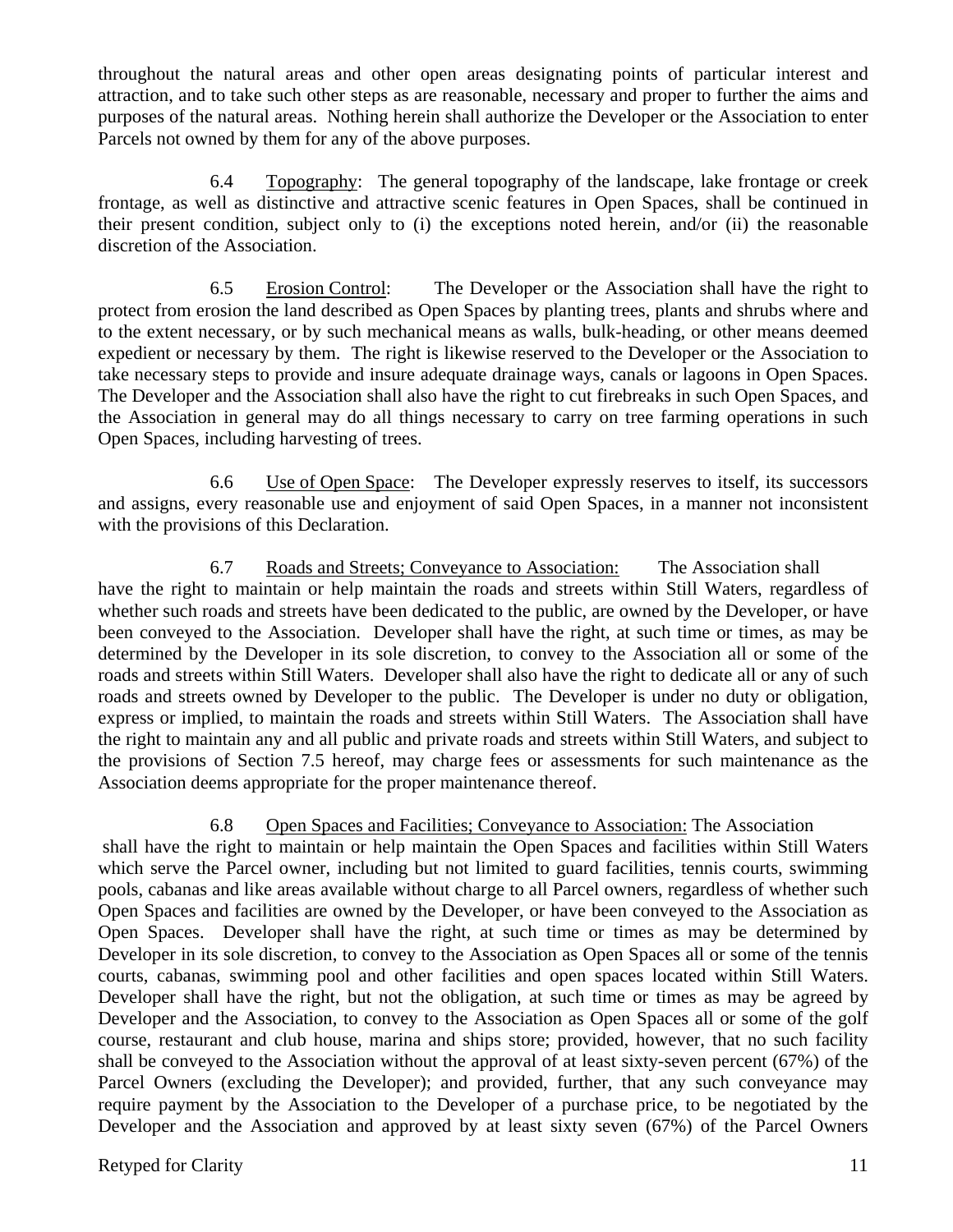throughout the natural areas and other open areas designating points of particular interest and attraction, and to take such other steps as are reasonable, necessary and proper to further the aims and purposes of the natural areas. Nothing herein shall authorize the Developer or the Association to enter Parcels not owned by them for any of the above purposes.

6.4 Topography: The general topography of the landscape, lake frontage or creek frontage, as well as distinctive and attractive scenic features in Open Spaces, shall be continued in their present condition, subject only to (i) the exceptions noted herein, and/or (ii) the reasonable discretion of the Association.

6.5 Erosion Control: The Developer or the Association shall have the right to protect from erosion the land described as Open Spaces by planting trees, plants and shrubs where and to the extent necessary, or by such mechanical means as walls, bulk-heading, or other means deemed expedient or necessary by them. The right is likewise reserved to the Developer or the Association to take necessary steps to provide and insure adequate drainage ways, canals or lagoons in Open Spaces. The Developer and the Association shall also have the right to cut firebreaks in such Open Spaces, and the Association in general may do all things necessary to carry on tree farming operations in such Open Spaces, including harvesting of trees.

6.6 Use of Open Space: The Developer expressly reserves to itself, its successors and assigns, every reasonable use and enjoyment of said Open Spaces, in a manner not inconsistent with the provisions of this Declaration.

6.7 Roads and Streets; Conveyance to Association: The Association shall have the right to maintain or help maintain the roads and streets within Still Waters, regardless of whether such roads and streets have been dedicated to the public, are owned by the Developer, or have been conveyed to the Association. Developer shall have the right, at such time or times, as may be determined by the Developer in its sole discretion, to convey to the Association all or some of the roads and streets within Still Waters. Developer shall also have the right to dedicate all or any of such roads and streets owned by Developer to the public. The Developer is under no duty or obligation, express or implied, to maintain the roads and streets within Still Waters. The Association shall have the right to maintain any and all public and private roads and streets within Still Waters, and subject to the provisions of Section 7.5 hereof, may charge fees or assessments for such maintenance as the Association deems appropriate for the proper maintenance thereof.

6.8 Open Spaces and Facilities; Conveyance to Association: The Association shall have the right to maintain or help maintain the Open Spaces and facilities within Still Waters which serve the Parcel owner, including but not limited to guard facilities, tennis courts, swimming pools, cabanas and like areas available without charge to all Parcel owners, regardless of whether such Open Spaces and facilities are owned by the Developer, or have been conveyed to the Association as Open Spaces. Developer shall have the right, at such time or times as may be determined by Developer in its sole discretion, to convey to the Association as Open Spaces all or some of the tennis courts, cabanas, swimming pool and other facilities and open spaces located within Still Waters. Developer shall have the right, but not the obligation, at such time or times as may be agreed by Developer and the Association, to convey to the Association as Open Spaces all or some of the golf course, restaurant and club house, marina and ships store; provided, however, that no such facility shall be conveyed to the Association without the approval of at least sixty-seven percent (67%) of the Parcel Owners (excluding the Developer); and provided, further, that any such conveyance may require payment by the Association to the Developer of a purchase price, to be negotiated by the Developer and the Association and approved by at least sixty seven (67%) of the Parcel Owners

Retyped for Clarity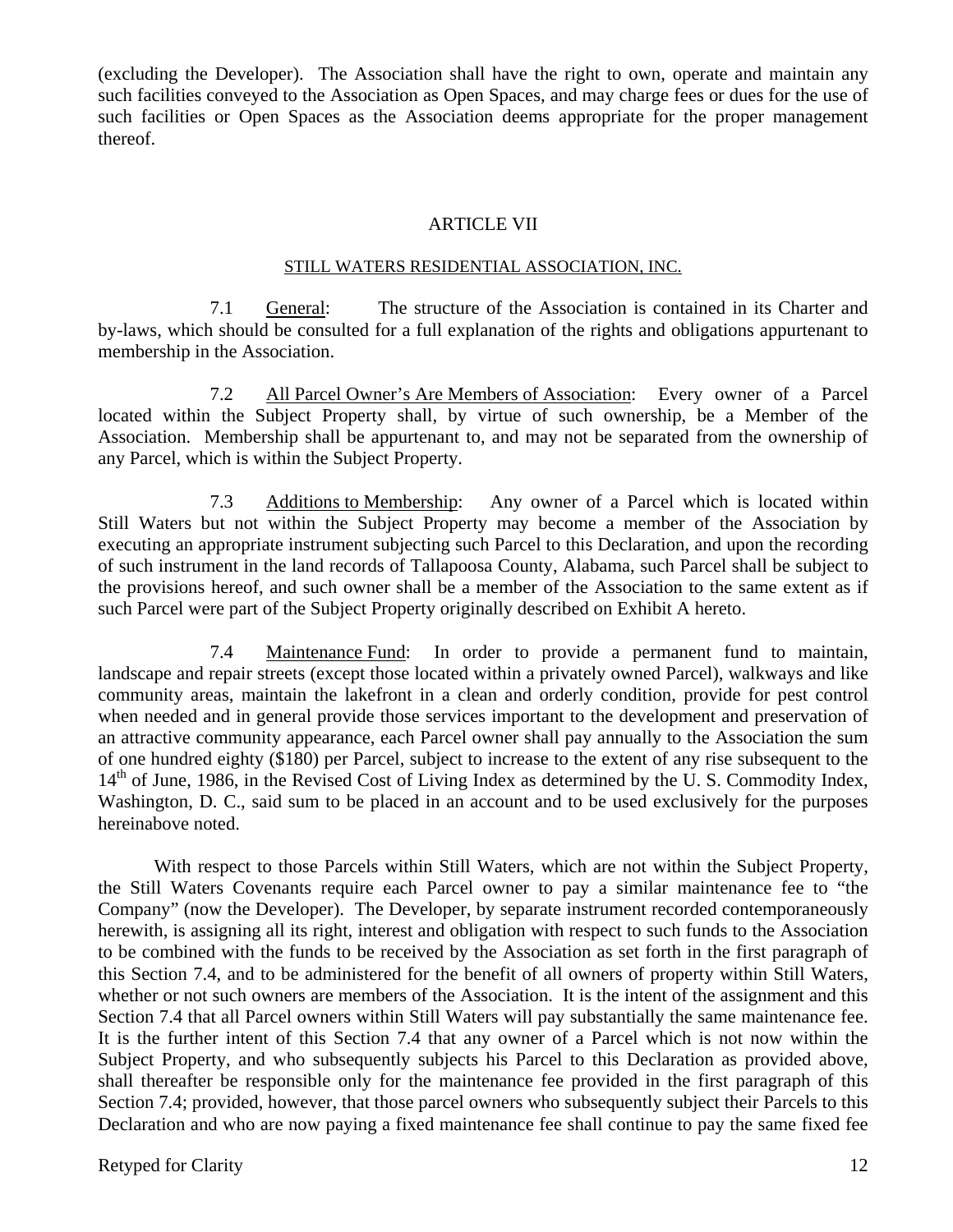(excluding the Developer). The Association shall have the right to own, operate and maintain any such facilities conveyed to the Association as Open Spaces, and may charge fees or dues for the use of such facilities or Open Spaces as the Association deems appropriate for the proper management thereof.

## ARTICLE VII

### STILL WATERS RESIDENTIAL ASSOCIATION, INC.

7.1 General: The structure of the Association is contained in its Charter and by-laws, which should be consulted for a full explanation of the rights and obligations appurtenant to membership in the Association.

7.2 All Parcel Owner's Are Members of Association: Every owner of a Parcel located within the Subject Property shall, by virtue of such ownership, be a Member of the Association. Membership shall be appurtenant to, and may not be separated from the ownership of any Parcel, which is within the Subject Property.

7.3 Additions to Membership: Any owner of a Parcel which is located within Still Waters but not within the Subject Property may become a member of the Association by executing an appropriate instrument subjecting such Parcel to this Declaration, and upon the recording of such instrument in the land records of Tallapoosa County, Alabama, such Parcel shall be subject to the provisions hereof, and such owner shall be a member of the Association to the same extent as if such Parcel were part of the Subject Property originally described on Exhibit A hereto.

7.4 Maintenance Fund: In order to provide a permanent fund to maintain, landscape and repair streets (except those located within a privately owned Parcel), walkways and like community areas, maintain the lakefront in a clean and orderly condition, provide for pest control when needed and in general provide those services important to the development and preservation of an attractive community appearance, each Parcel owner shall pay annually to the Association the sum of one hundred eighty ($180) per Parcel, subject to increase to the extent of any rise subsequent to the 14th of June, 1986, in the Revised Cost of Living Index as determined by the U. S. Commodity Index, Washington, D. C., said sum to be placed in an account and to be used exclusively for the purposes hereinabove noted.

With respect to those Parcels within Still Waters, which are not within the Subject Property, the Still Waters Covenants require each Parcel owner to pay a similar maintenance fee to "the Company" (now the Developer). The Developer, by separate instrument recorded contemporaneously herewith, is assigning all its right, interest and obligation with respect to such funds to the Association to be combined with the funds to be received by the Association as set forth in the first paragraph of this Section 7.4, and to be administered for the benefit of all owners of property within Still Waters, whether or not such owners are members of the Association. It is the intent of the assignment and this Section 7.4 that all Parcel owners within Still Waters will pay substantially the same maintenance fee. It is the further intent of this Section 7.4 that any owner of a Parcel which is not now within the Subject Property, and who subsequently subjects his Parcel to this Declaration as provided above, shall thereafter be responsible only for the maintenance fee provided in the first paragraph of this Section 7.4; provided, however, that those parcel owners who subsequently subject their Parcels to this Declaration and who are now paying a fixed maintenance fee shall continue to pay the same fixed fee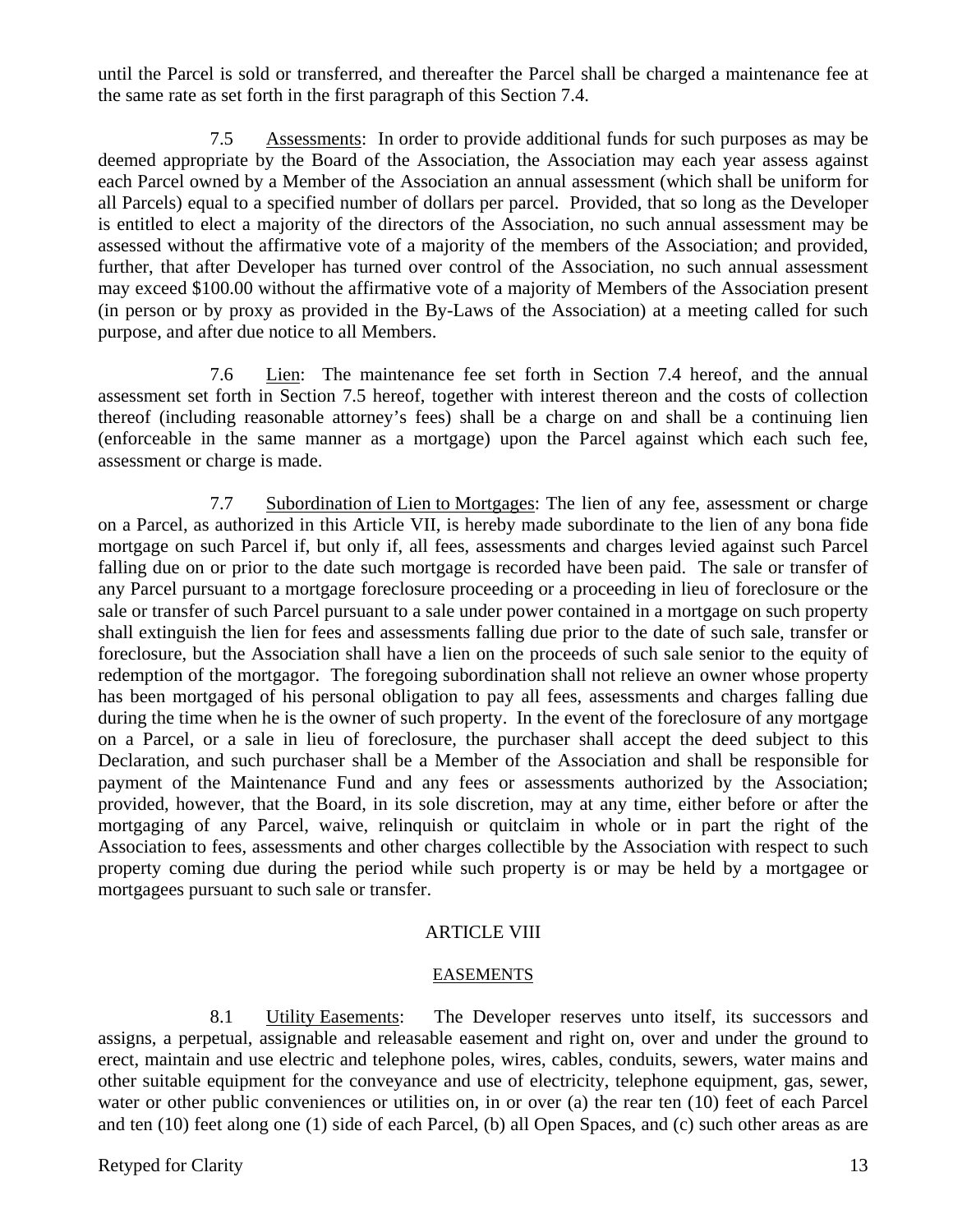until the Parcel is sold or transferred, and thereafter the Parcel shall be charged a maintenance fee at the same rate as set forth in the first paragraph of this Section 7.4.

7.5 Assessments: In order to provide additional funds for such purposes as may be deemed appropriate by the Board of the Association, the Association may each year assess against each Parcel owned by a Member of the Association an annual assessment (which shall be uniform for all Parcels) equal to a specified number of dollars per parcel. Provided, that so long as the Developer is entitled to elect a majority of the directors of the Association, no such annual assessment may be assessed without the affirmative vote of a majority of the members of the Association; and provided, further, that after Developer has turned over control of the Association, no such annual assessment may exceed $100.00 without the affirmative vote of a majority of Members of the Association present (in person or by proxy as provided in the By-Laws of the Association) at a meeting called for such purpose, and after due notice to all Members.

7.6 Lien: The maintenance fee set forth in Section 7.4 hereof, and the annual assessment set forth in Section 7.5 hereof, together with interest thereon and the costs of collection thereof (including reasonable attorney's fees) shall be a charge on and shall be a continuing lien (enforceable in the same manner as a mortgage) upon the Parcel against which each such fee, assessment or charge is made.

7.7 Subordination of Lien to Mortgages: The lien of any fee, assessment or charge on a Parcel, as authorized in this Article VII, is hereby made subordinate to the lien of any bona fide mortgage on such Parcel if, but only if, all fees, assessments and charges levied against such Parcel falling due on or prior to the date such mortgage is recorded have been paid. The sale or transfer of any Parcel pursuant to a mortgage foreclosure proceeding or a proceeding in lieu of foreclosure or the sale or transfer of such Parcel pursuant to a sale under power contained in a mortgage on such property shall extinguish the lien for fees and assessments falling due prior to the date of such sale, transfer or foreclosure, but the Association shall have a lien on the proceeds of such sale senior to the equity of redemption of the mortgagor. The foregoing subordination shall not relieve an owner whose property has been mortgaged of his personal obligation to pay all fees, assessments and charges falling due during the time when he is the owner of such property. In the event of the foreclosure of any mortgage on a Parcel, or a sale in lieu of foreclosure, the purchaser shall accept the deed subject to this Declaration, and such purchaser shall be a Member of the Association and shall be responsible for payment of the Maintenance Fund and any fees or assessments authorized by the Association; provided, however, that the Board, in its sole discretion, may at any time, either before or after the mortgaging of any Parcel, waive, relinquish or quitclaim in whole or in part the right of the Association to fees, assessments and other charges collectible by the Association with respect to such property coming due during the period while such property is or may be held by a mortgagee or mortgagees pursuant to such sale or transfer.

## ARTICLE VIII

### EASEMENTS

8.1 Utility Easements: The Developer reserves unto itself, its successors and assigns, a perpetual, assignable and releasable easement and right on, over and under the ground to erect, maintain and use electric and telephone poles, wires, cables, conduits, sewers, water mains and other suitable equipment for the conveyance and use of electricity, telephone equipment, gas, sewer, water or other public conveniences or utilities on, in or over (a) the rear ten (10) feet of each Parcel and ten (10) feet along one (1) side of each Parcel, (b) all Open Spaces, and (c) such other areas as are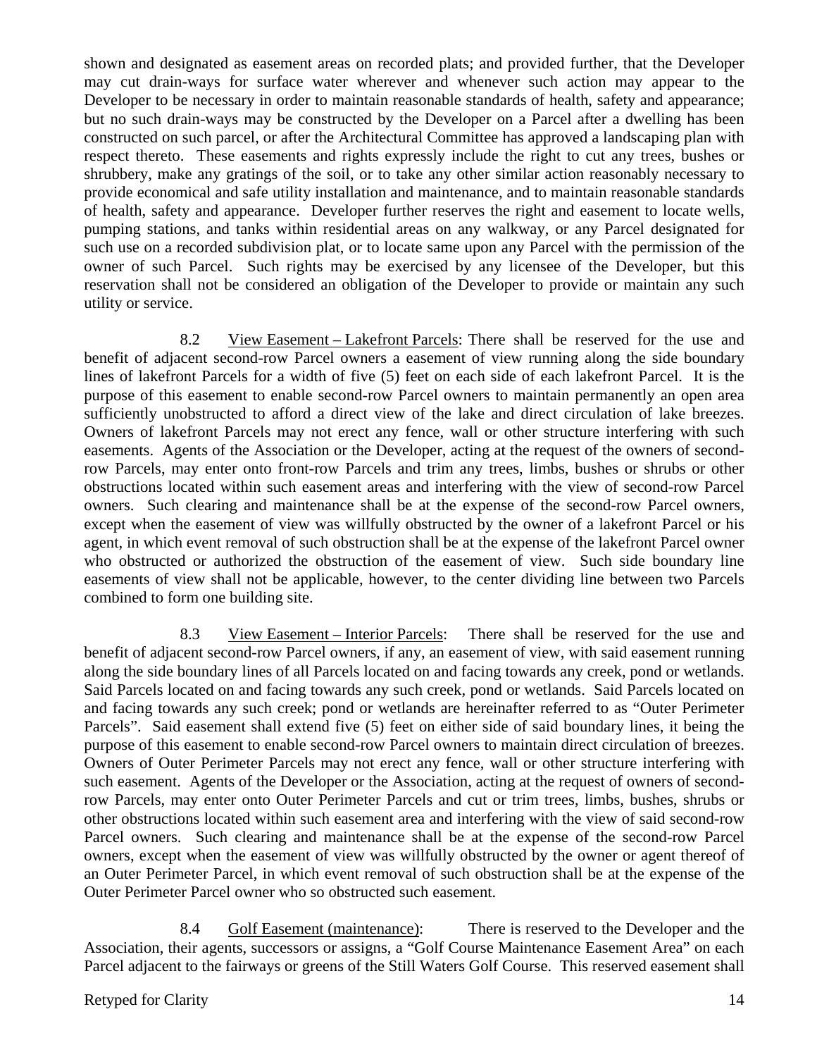shown and designated as easement areas on recorded plats; and provided further, that the Developer may cut drain-ways for surface water wherever and whenever such action may appear to the Developer to be necessary in order to maintain reasonable standards of health, safety and appearance; but no such drain-ways may be constructed by the Developer on a Parcel after a dwelling has been constructed on such parcel, or after the Architectural Committee has approved a landscaping plan with respect thereto. These easements and rights expressly include the right to cut any trees, bushes or shrubbery, make any gratings of the soil, or to take any other similar action reasonably necessary to provide economical and safe utility installation and maintenance, and to maintain reasonable standards of health, safety and appearance. Developer further reserves the right and easement to locate wells, pumping stations, and tanks within residential areas on any walkway, or any Parcel designated for such use on a recorded subdivision plat, or to locate same upon any Parcel with the permission of the owner of such Parcel. Such rights may be exercised by any licensee of the Developer, but this reservation shall not be considered an obligation of the Developer to provide or maintain any such utility or service.

8.2 View Easement – Lakefront Parcels: There shall be reserved for the use and benefit of adjacent second-row Parcel owners a easement of view running along the side boundary lines of lakefront Parcels for a width of five (5) feet on each side of each lakefront Parcel. It is the purpose of this easement to enable second-row Parcel owners to maintain permanently an open area sufficiently unobstructed to afford a direct view of the lake and direct circulation of lake breezes. Owners of lakefront Parcels may not erect any fence, wall or other structure interfering with such easements. Agents of the Association or the Developer, acting at the request of the owners of second-row Parcels, may enter onto front-row Parcels and trim any trees, limbs, bushes or shrubs or other obstructions located within such easement areas and interfering with the view of second-row Parcel owners. Such clearing and maintenance shall be at the expense of the second-row Parcel owners, except when the easement of view was willfully obstructed by the owner of a lakefront Parcel or his agent, in which event removal of such obstruction shall be at the expense of the lakefront Parcel owner who obstructed or authorized the obstruction of the easement of view. Such side boundary line easements of view shall not be applicable, however, to the center dividing line between two Parcels combined to form one building site.

8.3 View Easement – Interior Parcels: There shall be reserved for the use and benefit of adjacent second-row Parcel owners, if any, an easement of view, with said easement running along the side boundary lines of all Parcels located on and facing towards any creek, pond or wetlands. Said Parcels located on and facing towards any such creek, pond or wetlands. Said Parcels located on and facing towards any such creek; pond or wetlands are hereinafter referred to as "Outer Perimeter Parcels". Said easement shall extend five (5) feet on either side of said boundary lines, it being the purpose of this easement to enable second-row Parcel owners to maintain direct circulation of breezes. Owners of Outer Perimeter Parcels may not erect any fence, wall or other structure interfering with such easement. Agents of the Developer or the Association, acting at the request of owners of second-row Parcels, may enter onto Outer Perimeter Parcels and cut or trim trees, limbs, bushes, shrubs or other obstructions located within such easement area and interfering with the view of said second-row Parcel owners. Such clearing and maintenance shall be at the expense of the second-row Parcel owners, except when the easement of view was willfully obstructed by the owner or agent thereof of an Outer Perimeter Parcel, in which event removal of such obstruction shall be at the expense of the Outer Perimeter Parcel owner who so obstructed such easement.

8.4 Golf Easement (maintenance): There is reserved to the Developer and the Association, their agents, successors or assigns, a "Golf Course Maintenance Easement Area" on each Parcel adjacent to the fairways or greens of the Still Waters Golf Course. This reserved easement shall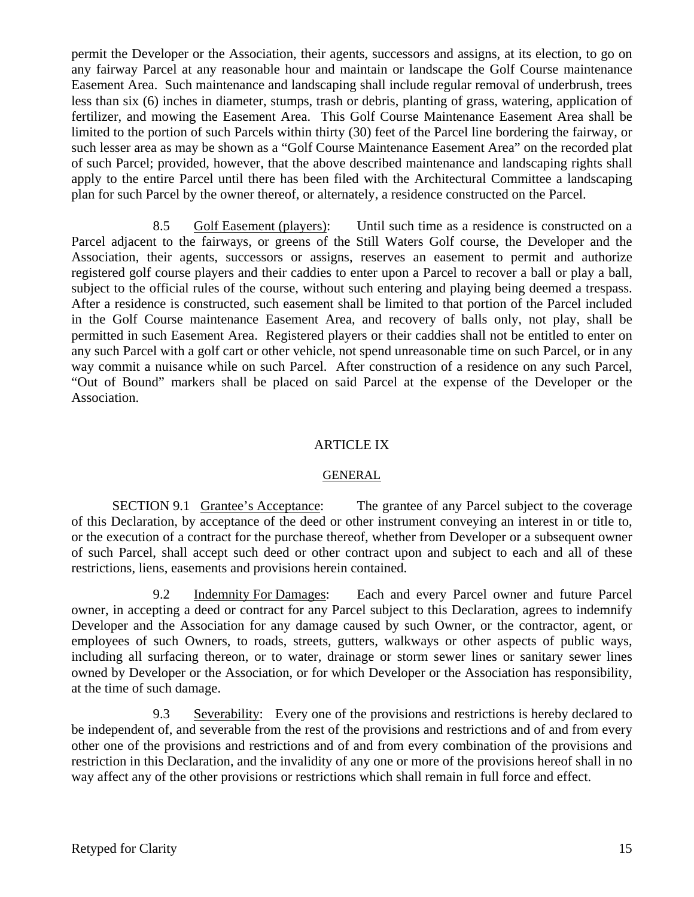permit the Developer or the Association, their agents, successors and assigns, at its election, to go on any fairway Parcel at any reasonable hour and maintain or landscape the Golf Course maintenance Easement Area. Such maintenance and landscaping shall include regular removal of underbrush, trees less than six (6) inches in diameter, stumps, trash or debris, planting of grass, watering, application of fertilizer, and mowing the Easement Area. This Golf Course Maintenance Easement Area shall be limited to the portion of such Parcels within thirty (30) feet of the Parcel line bordering the fairway, or such lesser area as may be shown as a "Golf Course Maintenance Easement Area" on the recorded plat of such Parcel; provided, however, that the above described maintenance and landscaping rights shall apply to the entire Parcel until there has been filed with the Architectural Committee a landscaping plan for such Parcel by the owner thereof, or alternately, a residence constructed on the Parcel.

8.5 Golf Easement (players): Until such time as a residence is constructed on a Parcel adjacent to the fairways, or greens of the Still Waters Golf course, the Developer and the Association, their agents, successors or assigns, reserves an easement to permit and authorize registered golf course players and their caddies to enter upon a Parcel to recover a ball or play a ball, subject to the official rules of the course, without such entering and playing being deemed a trespass. After a residence is constructed, such easement shall be limited to that portion of the Parcel included in the Golf Course maintenance Easement Area, and recovery of balls only, not play, shall be permitted in such Easement Area. Registered players or their caddies shall not be entitled to enter on any such Parcel with a golf cart or other vehicle, not spend unreasonable time on such Parcel, or in any way commit a nuisance while on such Parcel. After construction of a residence on any such Parcel, "Out of Bound" markers shall be placed on said Parcel at the expense of the Developer or the Association.

## ARTICLE IX

### GENERAL

SECTION 9.1 Grantee's Acceptance: The grantee of any Parcel subject to the coverage of this Declaration, by acceptance of the deed or other instrument conveying an interest in or title to, or the execution of a contract for the purchase thereof, whether from Developer or a subsequent owner of such Parcel, shall accept such deed or other contract upon and subject to each and all of these restrictions, liens, easements and provisions herein contained.

9.2 Indemnity For Damages: Each and every Parcel owner and future Parcel owner, in accepting a deed or contract for any Parcel subject to this Declaration, agrees to indemnify Developer and the Association for any damage caused by such Owner, or the contractor, agent, or employees of such Owners, to roads, streets, gutters, walkways or other aspects of public ways, including all surfacing thereon, or to water, drainage or storm sewer lines or sanitary sewer lines owned by Developer or the Association, or for which Developer or the Association has responsibility, at the time of such damage.

9.3 Severability: Every one of the provisions and restrictions is hereby declared to be independent of, and severable from the rest of the provisions and restrictions and of and from every other one of the provisions and restrictions and of and from every combination of the provisions and restriction in this Declaration, and the invalidity of any one or more of the provisions hereof shall in no way affect any of the other provisions or restrictions which shall remain in full force and effect.

Retyped for Clarity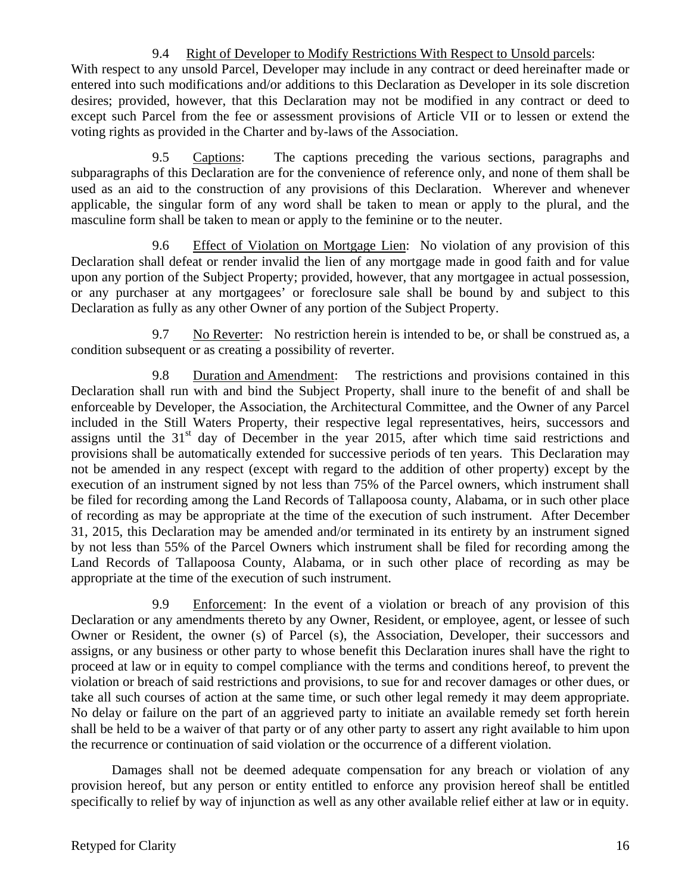9.4 Right of Developer to Modify Restrictions With Respect to Unsold parcels: With respect to any unsold Parcel, Developer may include in any contract or deed hereinafter made or entered into such modifications and/or additions to this Declaration as Developer in its sole discretion desires; provided, however, that this Declaration may not be modified in any contract or deed to except such Parcel from the fee or assessment provisions of Article VII or to lessen or extend the voting rights as provided in the Charter and by-laws of the Association.

9.5 Captions: The captions preceding the various sections, paragraphs and subparagraphs of this Declaration are for the convenience of reference only, and none of them shall be used as an aid to the construction of any provisions of this Declaration. Wherever and whenever applicable, the singular form of any word shall be taken to mean or apply to the plural, and the masculine form shall be taken to mean or apply to the feminine or to the neuter.

9.6 Effect of Violation on Mortgage Lien: No violation of any provision of this Declaration shall defeat or render invalid the lien of any mortgage made in good faith and for value upon any portion of the Subject Property; provided, however, that any mortgagee in actual possession, or any purchaser at any mortgagees' or foreclosure sale shall be bound by and subject to this Declaration as fully as any other Owner of any portion of the Subject Property.

9.7 No Reverter: No restriction herein is intended to be, or shall be construed as, a condition subsequent or as creating a possibility of reverter.

9.8 Duration and Amendment: The restrictions and provisions contained in this Declaration shall run with and bind the Subject Property, shall inure to the benefit of and shall be enforceable by Developer, the Association, the Architectural Committee, and the Owner of any Parcel included in the Still Waters Property, their respective legal representatives, heirs, successors and assigns until the 31st day of December in the year 2015, after which time said restrictions and provisions shall be automatically extended for successive periods of ten years. This Declaration may not be amended in any respect (except with regard to the addition of other property) except by the execution of an instrument signed by not less than 75% of the Parcel owners, which instrument shall be filed for recording among the Land Records of Tallapoosa county, Alabama, or in such other place of recording as may be appropriate at the time of the execution of such instrument. After December 31, 2015, this Declaration may be amended and/or terminated in its entirety by an instrument signed by not less than 55% of the Parcel Owners which instrument shall be filed for recording among the Land Records of Tallapoosa County, Alabama, or in such other place of recording as may be appropriate at the time of the execution of such instrument.

9.9 Enforcement: In the event of a violation or breach of any provision of this Declaration or any amendments thereto by any Owner, Resident, or employee, agent, or lessee of such Owner or Resident, the owner (s) of Parcel (s), the Association, Developer, their successors and assigns, or any business or other party to whose benefit this Declaration inures shall have the right to proceed at law or in equity to compel compliance with the terms and conditions hereof, to prevent the violation or breach of said restrictions and provisions, to sue for and recover damages or other dues, or take all such courses of action at the same time, or such other legal remedy it may deem appropriate. No delay or failure on the part of an aggrieved party to initiate an available remedy set forth herein shall be held to be a waiver of that party or of any other party to assert any right available to him upon the recurrence or continuation of said violation or the occurrence of a different violation.

Damages shall not be deemed adequate compensation for any breach or violation of any provision hereof, but any person or entity entitled to enforce any provision hereof shall be entitled specifically to relief by way of injunction as well as any other available relief either at law or in equity.

Retyped for Clarity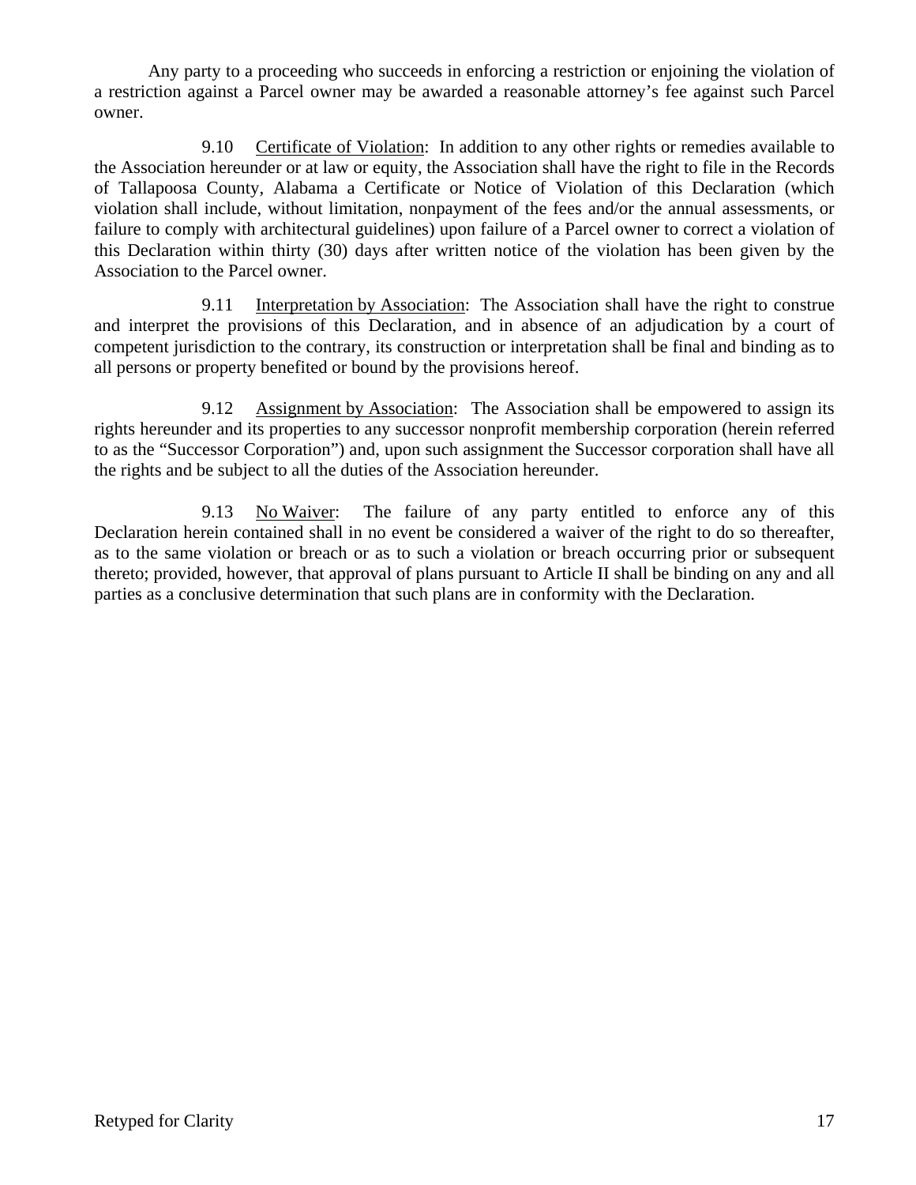Any party to a proceeding who succeeds in enforcing a restriction or enjoining the violation of a restriction against a Parcel owner may be awarded a reasonable attorney's fee against such Parcel owner.

9.10 Certificate of Violation: In addition to any other rights or remedies available to the Association hereunder or at law or equity, the Association shall have the right to file in the Records of Tallapoosa County, Alabama a Certificate or Notice of Violation of this Declaration (which violation shall include, without limitation, nonpayment of the fees and/or the annual assessments, or failure to comply with architectural guidelines) upon failure of a Parcel owner to correct a violation of this Declaration within thirty (30) days after written notice of the violation has been given by the Association to the Parcel owner.

9.11 Interpretation by Association: The Association shall have the right to construe and interpret the provisions of this Declaration, and in absence of an adjudication by a court of competent jurisdiction to the contrary, its construction or interpretation shall be final and binding as to all persons or property benefited or bound by the provisions hereof.

9.12 Assignment by Association: The Association shall be empowered to assign its rights hereunder and its properties to any successor nonprofit membership corporation (herein referred to as the "Successor Corporation") and, upon such assignment the Successor corporation shall have all the rights and be subject to all the duties of the Association hereunder.

9.13 No Waiver: The failure of any party entitled to enforce any of this Declaration herein contained shall in no event be considered a waiver of the right to do so thereafter, as to the same violation or breach or as to such a violation or breach occurring prior or subsequent thereto; provided, however, that approval of plans pursuant to Article II shall be binding on any and all parties as a conclusive determination that such plans are in conformity with the Declaration.

Retyped for Clarity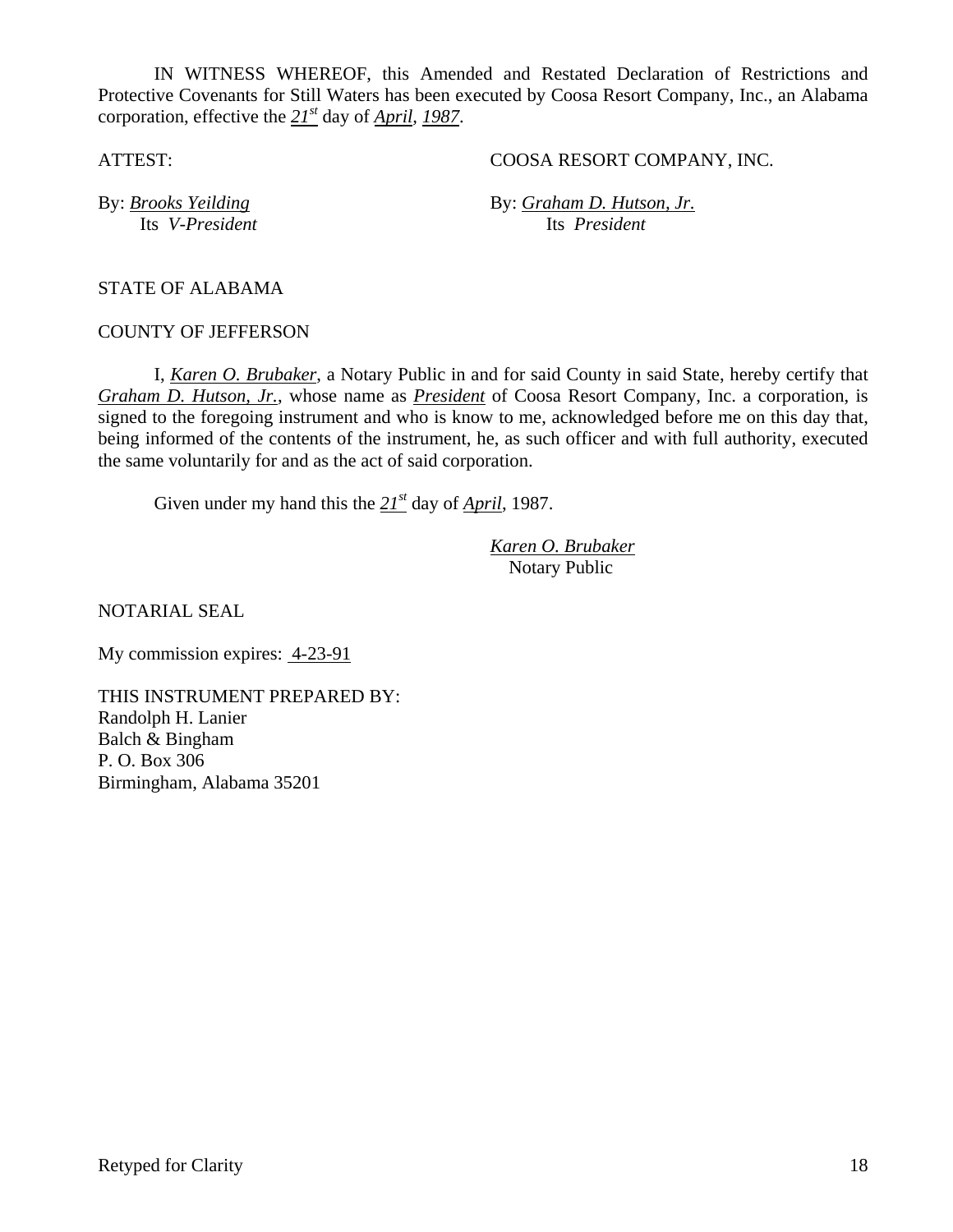IN WITNESS WHEREOF, this Amended and Restated Declaration of Restrictions and Protective Covenants for Still Waters has been executed by Coosa Resort Company, Inc., an Alabama corporation, effective the *21st* day of *April*, *1987*.

ATTEST: COOSA RESORT COMPANY, INC.

By: *Brooks Yeilding*
Its *V-President*

By: *Graham D. Hutson, Jr.*
Its *President*

STATE OF ALABAMA

COUNTY OF JEFFERSON

I, *Karen O. Brubaker*, a Notary Public in and for said County in said State, hereby certify that *Graham D. Hutson, Jr.*, whose name as *President* of Coosa Resort Company, Inc. a corporation, is signed to the foregoing instrument and who is know to me, acknowledged before me on this day that, being informed of the contents of the instrument, he, as such officer and with full authority, executed the same voluntarily for and as the act of said corporation.

Given under my hand this the *21st* day of *April*, 1987.

*Karen O. Brubaker*
Notary Public

NOTARIAL SEAL

My commission expires: 4-23-91

THIS INSTRUMENT PREPARED BY:
Randolph H. Lanier
Balch & Bingham
P. O. Box 306
Birmingham, Alabama 35201

Retyped for Clarity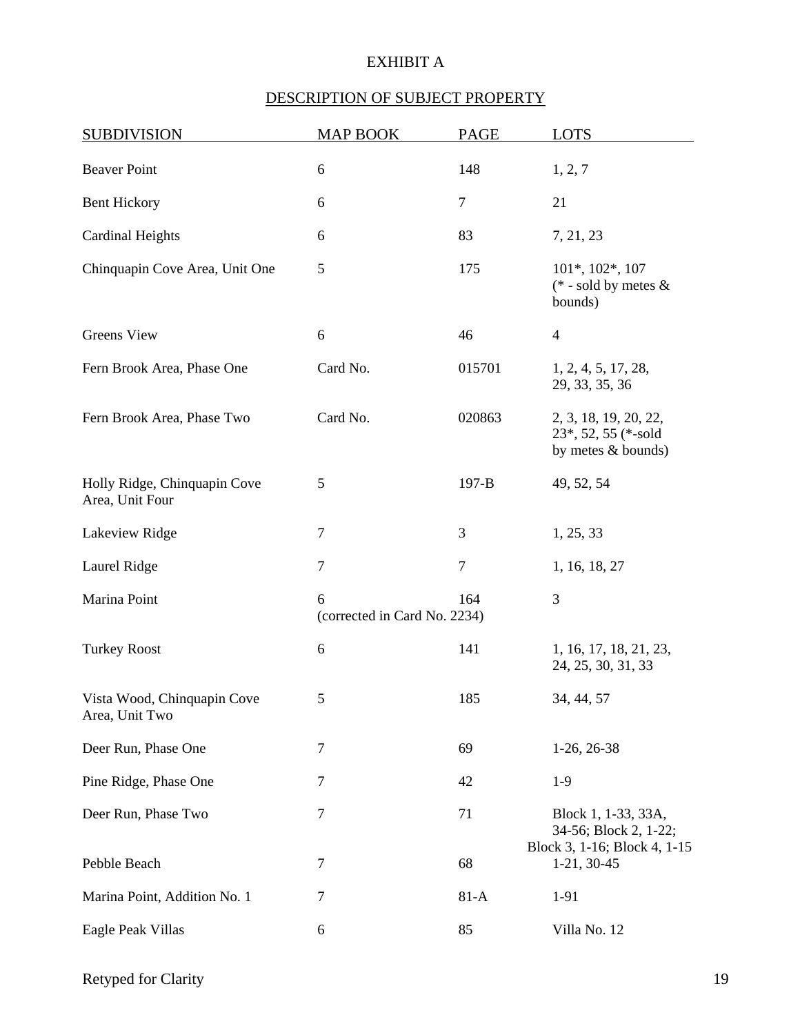# EXHIBIT A

## DESCRIPTION OF SUBJECT PROPERTY

| SUBDIVISION | MAP BOOK | PAGE | LOTS |
|---|---|---|---|
| Beaver Point | 6 | 148 | 1, 2, 7 |
| Bent Hickory | 6 | 7 | 21 |
| Cardinal Heights | 6 | 83 | 7, 21, 23 |
| Chinquapin Cove Area, Unit One | 5 | 175 | 101*, 102*, 107 (* - sold by metes & bounds) |
| Greens View | 6 | 46 | 4 |
| Fern Brook Area, Phase One | Card No. | 015701 | 1, 2, 4, 5, 17, 28, 29, 33, 35, 36 |
| Fern Brook Area, Phase Two | Card No. | 020863 | 2, 3, 18, 19, 20, 22, 23*, 52, 55 (*-sold by metes & bounds) |
| Holly Ridge, Chinquapin Cove Area, Unit Four | 5 | 197-B | 49, 52, 54 |
| Lakeview Ridge | 7 | 3 | 1, 25, 33 |
| Laurel Ridge | 7 | 7 | 1, 16, 18, 27 |
| Marina Point | 6 (corrected in Card No. 2234) | 164 | 3 |
| Turkey Roost | 6 | 141 | 1, 16, 17, 18, 21, 23, 24, 25, 30, 31, 33 |
| Vista Wood, Chinquapin Cove Area, Unit Two | 5 | 185 | 34, 44, 57 |
| Deer Run, Phase One | 7 | 69 | 1-26, 26-38 |
| Pine Ridge, Phase One | 7 | 42 | 1-9 |
| Deer Run, Phase Two | 7 | 71 | Block 1, 1-33, 33A, 34-56; Block 2, 1-22; Block 3, 1-16; Block 4, 1-15 |
| Pebble Beach | 7 | 68 | 1-21, 30-45 |
| Marina Point, Addition No. 1 | 7 | 81-A | 1-91 |
| Eagle Peak Villas | 6 | 85 | Villa No. 12 |

Retyped for Clarity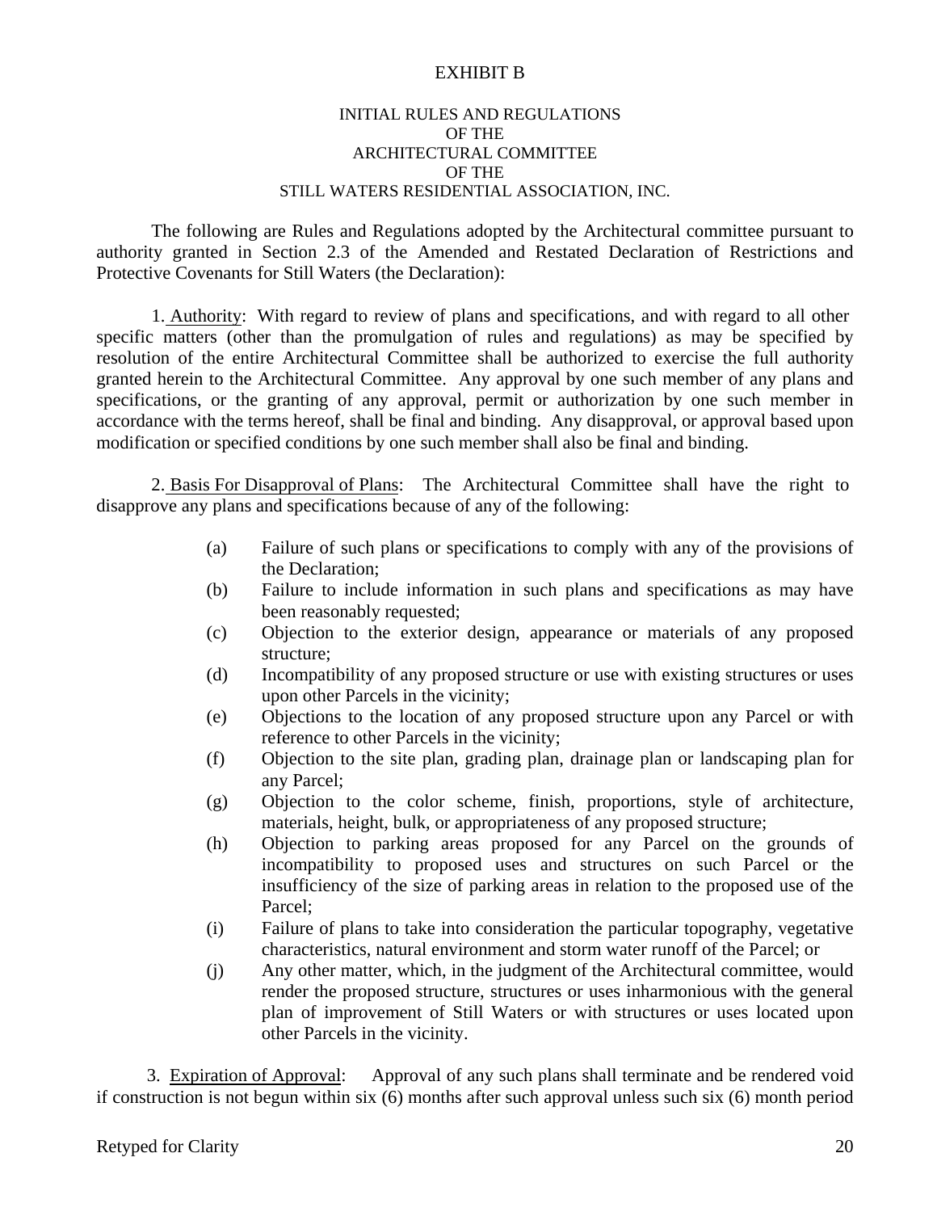# EXHIBIT B

## INITIAL RULES AND REGULATIONS OF THE ARCHITECTURAL COMMITTEE OF THE STILL WATERS RESIDENTIAL ASSOCIATION, INC.

The following are Rules and Regulations adopted by the Architectural committee pursuant to authority granted in Section 2.3 of the Amended and Restated Declaration of Restrictions and Protective Covenants for Still Waters (the Declaration):

1. Authority: With regard to review of plans and specifications, and with regard to all other specific matters (other than the promulgation of rules and regulations) as may be specified by resolution of the entire Architectural Committee shall be authorized to exercise the full authority granted herein to the Architectural Committee. Any approval by one such member of any plans and specifications, or the granting of any approval, permit or authorization by one such member in accordance with the terms hereof, shall be final and binding. Any disapproval, or approval based upon modification or specified conditions by one such member shall also be final and binding.

2. Basis For Disapproval of Plans: The Architectural Committee shall have the right to disapprove any plans and specifications because of any of the following:

   (a) Failure of such plans or specifications to comply with any of the provisions of the Declaration;

   (b) Failure to include information in such plans and specifications as may have been reasonably requested;

   (c) Objection to the exterior design, appearance or materials of any proposed structure;

   (d) Incompatibility of any proposed structure or use with existing structures or uses upon other Parcels in the vicinity;

   (e) Objections to the location of any proposed structure upon any Parcel or with reference to other Parcels in the vicinity;

   (f) Objection to the site plan, grading plan, drainage plan or landscaping plan for any Parcel;

   (g) Objection to the color scheme, finish, proportions, style of architecture, materials, height, bulk, or appropriateness of any proposed structure;

   (h) Objection to parking areas proposed for any Parcel on the grounds of incompatibility to proposed uses and structures on such Parcel or the insufficiency of the size of parking areas in relation to the proposed use of the Parcel;

   (i) Failure of plans to take into consideration the particular topography, vegetative characteristics, natural environment and storm water runoff of the Parcel; or

   (j) Any other matter, which, in the judgment of the Architectural committee, would render the proposed structure, structures or uses inharmonious with the general plan of improvement of Still Waters or with structures or uses located upon other Parcels in the vicinity.

3. Expiration of Approval: Approval of any such plans shall terminate and be rendered void if construction is not begun within six (6) months after such approval unless such six (6) month period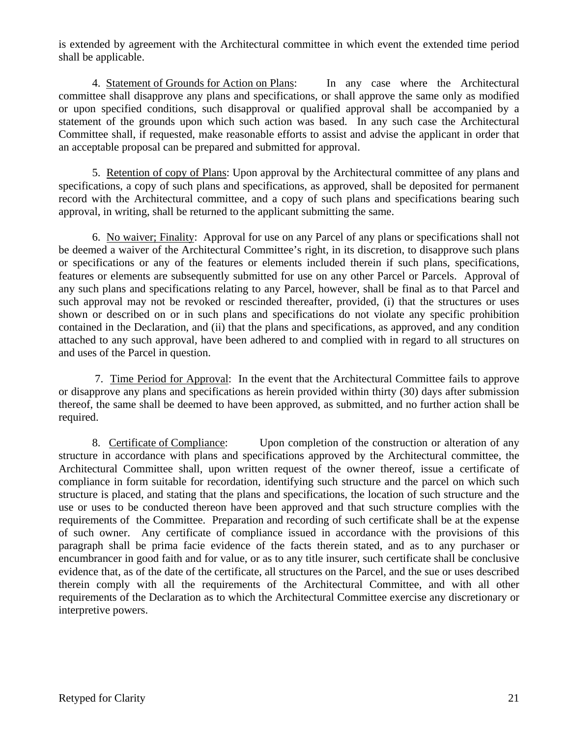is extended by agreement with the Architectural committee in which event the extended time period shall be applicable.

4. Statement of Grounds for Action on Plans: In any case where the Architectural committee shall disapprove any plans and specifications, or shall approve the same only as modified or upon specified conditions, such disapproval or qualified approval shall be accompanied by a statement of the grounds upon which such action was based. In any such case the Architectural Committee shall, if requested, make reasonable efforts to assist and advise the applicant in order that an acceptable proposal can be prepared and submitted for approval.

5. Retention of copy of Plans: Upon approval by the Architectural committee of any plans and specifications, a copy of such plans and specifications, as approved, shall be deposited for permanent record with the Architectural committee, and a copy of such plans and specifications bearing such approval, in writing, shall be returned to the applicant submitting the same.

6. No waiver; Finality: Approval for use on any Parcel of any plans or specifications shall not be deemed a waiver of the Architectural Committee's right, in its discretion, to disapprove such plans or specifications or any of the features or elements included therein if such plans, specifications, features or elements are subsequently submitted for use on any other Parcel or Parcels. Approval of any such plans and specifications relating to any Parcel, however, shall be final as to that Parcel and such approval may not be revoked or rescinded thereafter, provided, (i) that the structures or uses shown or described on or in such plans and specifications do not violate any specific prohibition contained in the Declaration, and (ii) that the plans and specifications, as approved, and any condition attached to any such approval, have been adhered to and complied with in regard to all structures on and uses of the Parcel in question.

7. Time Period for Approval: In the event that the Architectural Committee fails to approve or disapprove any plans and specifications as herein provided within thirty (30) days after submission thereof, the same shall be deemed to have been approved, as submitted, and no further action shall be required.

8. Certificate of Compliance: Upon completion of the construction or alteration of any structure in accordance with plans and specifications approved by the Architectural committee, the Architectural Committee shall, upon written request of the owner thereof, issue a certificate of compliance in form suitable for recordation, identifying such structure and the parcel on which such structure is placed, and stating that the plans and specifications, the location of such structure and the use or uses to be conducted thereon have been approved and that such structure complies with the requirements of the Committee. Preparation and recording of such certificate shall be at the expense of such owner. Any certificate of compliance issued in accordance with the provisions of this paragraph shall be prima facie evidence of the facts therein stated, and as to any purchaser or encumbrancer in good faith and for value, or as to any title insurer, such certificate shall be conclusive evidence that, as of the date of the certificate, all structures on the Parcel, and the sue or uses described therein comply with all the requirements of the Architectural Committee, and with all other requirements of the Declaration as to which the Architectural Committee exercise any discretionary or interpretive powers.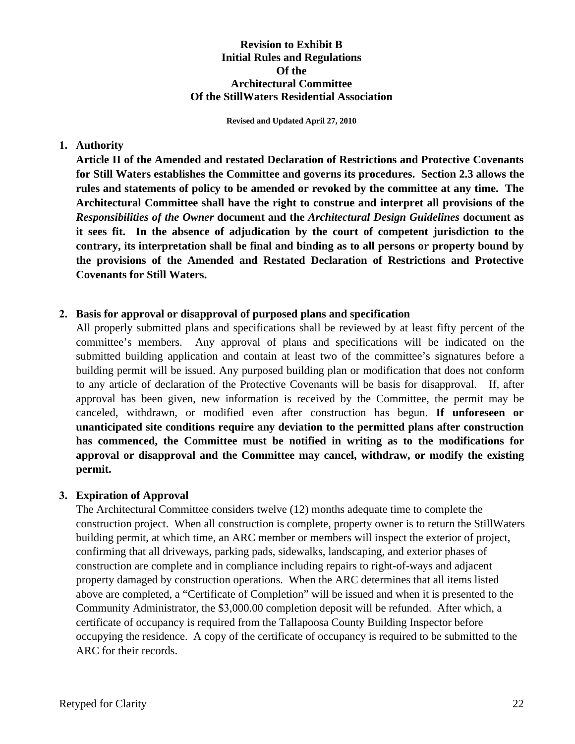**Revision to Exhibit B**
**Initial Rules and Regulations**
**Of the**
**Architectural Committee**
**Of the StillWaters Residential Association**

**Revised and Updated April 27, 2010**

1. **Authority**

   **Article II of the Amended and restated Declaration of Restrictions and Protective Covenants for Still Waters establishes the Committee and governs its procedures. Section 2.3 allows the rules and statements of policy to be amended or revoked by the committee at any time. The Architectural Committee shall have the right to construe and interpret all provisions of the *Responsibilities of the Owner* document and the *Architectural Design Guidelines* document as it sees fit. In the absence of adjudication by the court of competent jurisdiction to the contrary, its interpretation shall be final and binding as to all persons or property bound by the provisions of the Amended and Restated Declaration of Restrictions and Protective Covenants for Still Waters.**

2. **Basis for approval or disapproval of purposed plans and specification**

   All properly submitted plans and specifications shall be reviewed by at least fifty percent of the committee's members. Any approval of plans and specifications will be indicated on the submitted building application and contain at least two of the committee's signatures before a building permit will be issued. Any purposed building plan or modification that does not conform to any article of declaration of the Protective Covenants will be basis for disapproval. If, after approval has been given, new information is received by the Committee, the permit may be canceled, withdrawn, or modified even after construction has begun. **If unforeseen or unanticipated site conditions require any deviation to the permitted plans after construction has commenced, the Committee must be notified in writing as to the modifications for approval or disapproval and the Committee may cancel, withdraw, or modify the existing permit.**

3. **Expiration of Approval**

   The Architectural Committee considers twelve (12) months adequate time to complete the construction project. When all construction is complete, property owner is to return the StillWaters building permit, at which time, an ARC member or members will inspect the exterior of project, confirming that all driveways, parking pads, sidewalks, landscaping, and exterior phases of construction are complete and in compliance including repairs to right-of-ways and adjacent property damaged by construction operations. When the ARC determines that all items listed above are completed, a "Certificate of Completion" will be issued and when it is presented to the Community Administrator, the $3,000.00 completion deposit will be refunded. After which, a certificate of occupancy is required from the Tallapoosa County Building Inspector before occupying the residence. A copy of the certificate of occupancy is required to be submitted to the ARC for their records.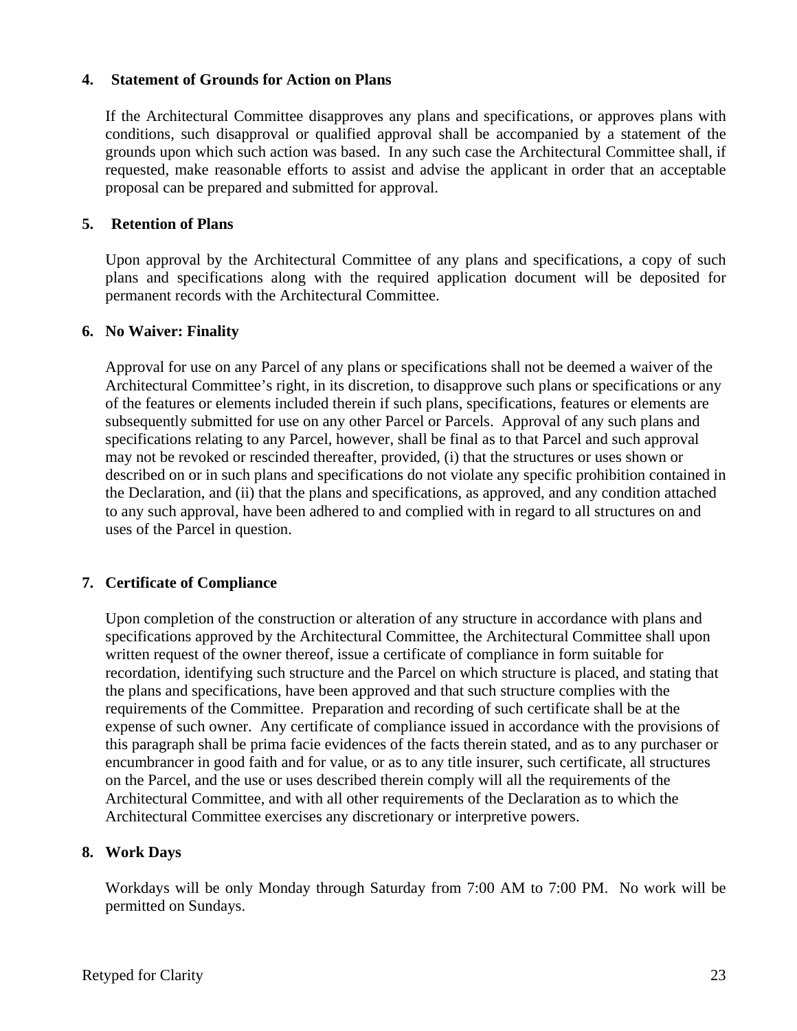**4. Statement of Grounds for Action on Plans**

If the Architectural Committee disapproves any plans and specifications, or approves plans with conditions, such disapproval or qualified approval shall be accompanied by a statement of the grounds upon which such action was based. In any such case the Architectural Committee shall, if requested, make reasonable efforts to assist and advise the applicant in order that an acceptable proposal can be prepared and submitted for approval.

**5. Retention of Plans**

Upon approval by the Architectural Committee of any plans and specifications, a copy of such plans and specifications along with the required application document will be deposited for permanent records with the Architectural Committee.

**6. No Waiver: Finality**

Approval for use on any Parcel of any plans or specifications shall not be deemed a waiver of the Architectural Committee's right, in its discretion, to disapprove such plans or specifications or any of the features or elements included therein if such plans, specifications, features or elements are subsequently submitted for use on any other Parcel or Parcels. Approval of any such plans and specifications relating to any Parcel, however, shall be final as to that Parcel and such approval may not be revoked or rescinded thereafter, provided, (i) that the structures or uses shown or described on or in such plans and specifications do not violate any specific prohibition contained in the Declaration, and (ii) that the plans and specifications, as approved, and any condition attached to any such approval, have been adhered to and complied with in regard to all structures on and uses of the Parcel in question.

**7. Certificate of Compliance**

Upon completion of the construction or alteration of any structure in accordance with plans and specifications approved by the Architectural Committee, the Architectural Committee shall upon written request of the owner thereof, issue a certificate of compliance in form suitable for recordation, identifying such structure and the Parcel on which structure is placed, and stating that the plans and specifications, have been approved and that such structure complies with the requirements of the Committee. Preparation and recording of such certificate shall be at the expense of such owner. Any certificate of compliance issued in accordance with the provisions of this paragraph shall be prima facie evidences of the facts therein stated, and as to any purchaser or encumbrancer in good faith and for value, or as to any title insurer, such certificate, all structures on the Parcel, and the use or uses described therein comply will all the requirements of the Architectural Committee, and with all other requirements of the Declaration as to which the Architectural Committee exercises any discretionary or interpretive powers.

**8. Work Days**

Workdays will be only Monday through Saturday from 7:00 AM to 7:00 PM. No work will be permitted on Sundays.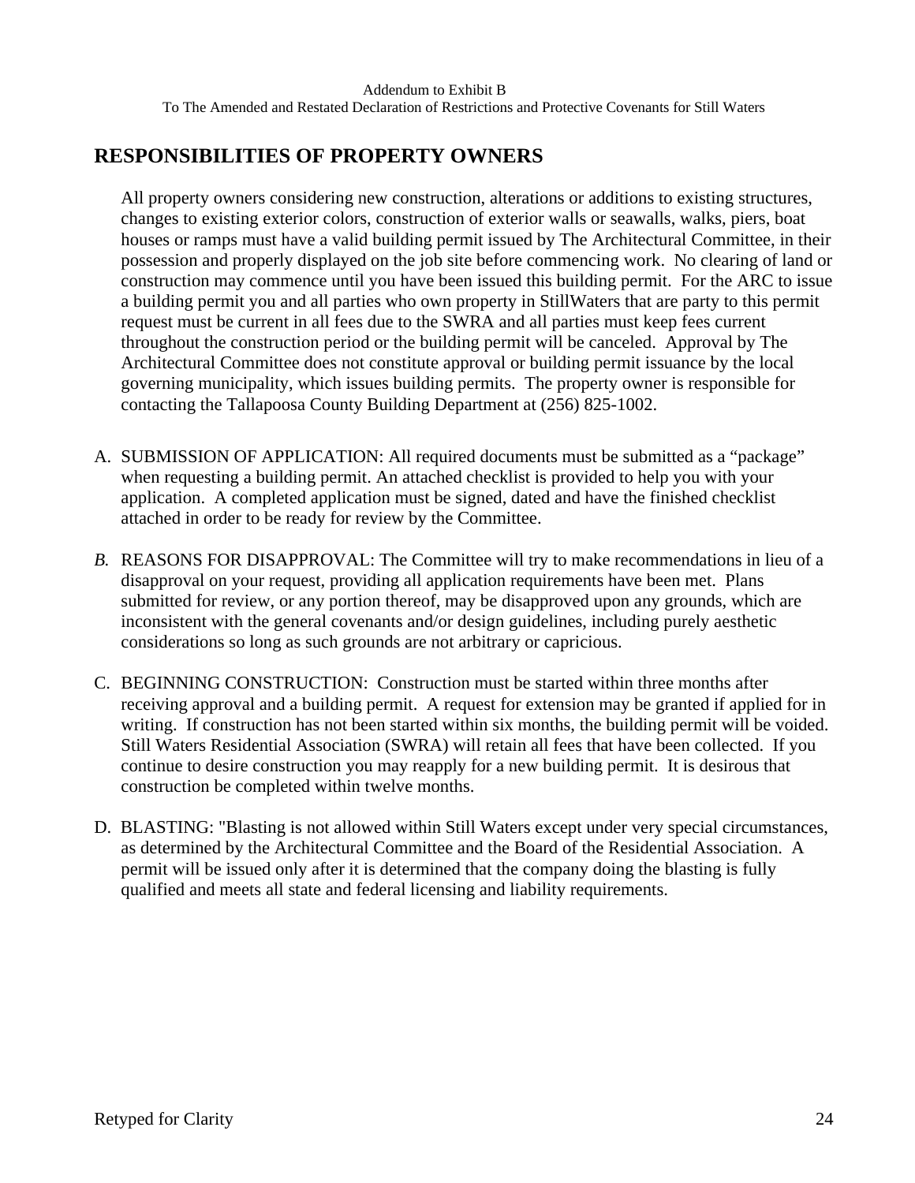Addendum to Exhibit B
To The Amended and Restated Declaration of Restrictions and Protective Covenants for Still Waters

## RESPONSIBILITIES OF PROPERTY OWNERS

All property owners considering new construction, alterations or additions to existing structures, changes to existing exterior colors, construction of exterior walls or seawalls, walks, piers, boat houses or ramps must have a valid building permit issued by The Architectural Committee, in their possession and properly displayed on the job site before commencing work. No clearing of land or construction may commence until you have been issued this building permit. For the ARC to issue a building permit you and all parties who own property in StillWaters that are party to this permit request must be current in all fees due to the SWRA and all parties must keep fees current throughout the construction period or the building permit will be canceled. Approval by The Architectural Committee does not constitute approval or building permit issuance by the local governing municipality, which issues building permits. The property owner is responsible for contacting the Tallapoosa County Building Department at (256) 825-1002.

A. SUBMISSION OF APPLICATION: All required documents must be submitted as a "package" when requesting a building permit. An attached checklist is provided to help you with your application. A completed application must be signed, dated and have the finished checklist attached in order to be ready for review by the Committee.

*B.* REASONS FOR DISAPPROVAL: The Committee will try to make recommendations in lieu of a disapproval on your request, providing all application requirements have been met. Plans submitted for review, or any portion thereof, may be disapproved upon any grounds, which are inconsistent with the general covenants and/or design guidelines, including purely aesthetic considerations so long as such grounds are not arbitrary or capricious.

C. BEGINNING CONSTRUCTION: Construction must be started within three months after receiving approval and a building permit. A request for extension may be granted if applied for in writing. If construction has not been started within six months, the building permit will be voided. Still Waters Residential Association (SWRA) will retain all fees that have been collected. If you continue to desire construction you may reapply for a new building permit. It is desirous that construction be completed within twelve months.

D. BLASTING: "Blasting is not allowed within Still Waters except under very special circumstances, as determined by the Architectural Committee and the Board of the Residential Association. A permit will be issued only after it is determined that the company doing the blasting is fully qualified and meets all state and federal licensing and liability requirements.

Retyped for Clarity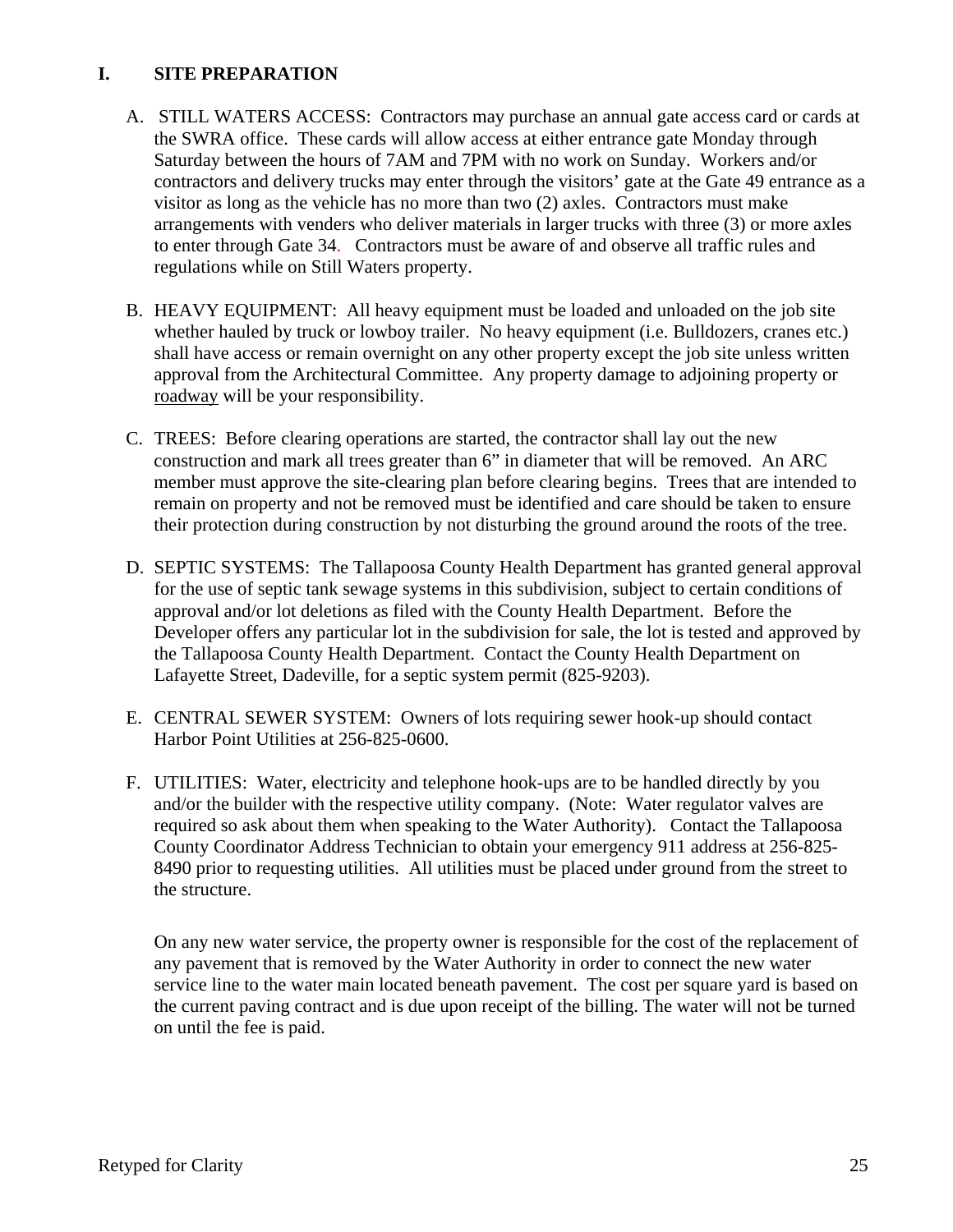## I. SITE PREPARATION

A. STILL WATERS ACCESS: Contractors may purchase an annual gate access card or cards at the SWRA office. These cards will allow access at either entrance gate Monday through Saturday between the hours of 7AM and 7PM with no work on Sunday. Workers and/or contractors and delivery trucks may enter through the visitors' gate at the Gate 49 entrance as a visitor as long as the vehicle has no more than two (2) axles. Contractors must make arrangements with venders who deliver materials in larger trucks with three (3) or more axles to enter through Gate 34. Contractors must be aware of and observe all traffic rules and regulations while on Still Waters property.

B. HEAVY EQUIPMENT: All heavy equipment must be loaded and unloaded on the job site whether hauled by truck or lowboy trailer. No heavy equipment (i.e. Bulldozers, cranes etc.) shall have access or remain overnight on any other property except the job site unless written approval from the Architectural Committee. Any property damage to adjoining property or <u>roadway</u> will be your responsibility.

C. TREES: Before clearing operations are started, the contractor shall lay out the new construction and mark all trees greater than 6" in diameter that will be removed. An ARC member must approve the site-clearing plan before clearing begins. Trees that are intended to remain on property and not be removed must be identified and care should be taken to ensure their protection during construction by not disturbing the ground around the roots of the tree.

D. SEPTIC SYSTEMS: The Tallapoosa County Health Department has granted general approval for the use of septic tank sewage systems in this subdivision, subject to certain conditions of approval and/or lot deletions as filed with the County Health Department. Before the Developer offers any particular lot in the subdivision for sale, the lot is tested and approved by the Tallapoosa County Health Department. Contact the County Health Department on Lafayette Street, Dadeville, for a septic system permit (825-9203).

E. CENTRAL SEWER SYSTEM: Owners of lots requiring sewer hook-up should contact Harbor Point Utilities at 256-825-0600.

F. UTILITIES: Water, electricity and telephone hook-ups are to be handled directly by you and/or the builder with the respective utility company. (Note: Water regulator valves are required so ask about them when speaking to the Water Authority). Contact the Tallapoosa County Coordinator Address Technician to obtain your emergency 911 address at 256-825-8490 prior to requesting utilities. All utilities must be placed under ground from the street to the structure.

   On any new water service, the property owner is responsible for the cost of the replacement of any pavement that is removed by the Water Authority in order to connect the new water service line to the water main located beneath pavement. The cost per square yard is based on the current paving contract and is due upon receipt of the billing. The water will not be turned on until the fee is paid.

Retyped for Clarity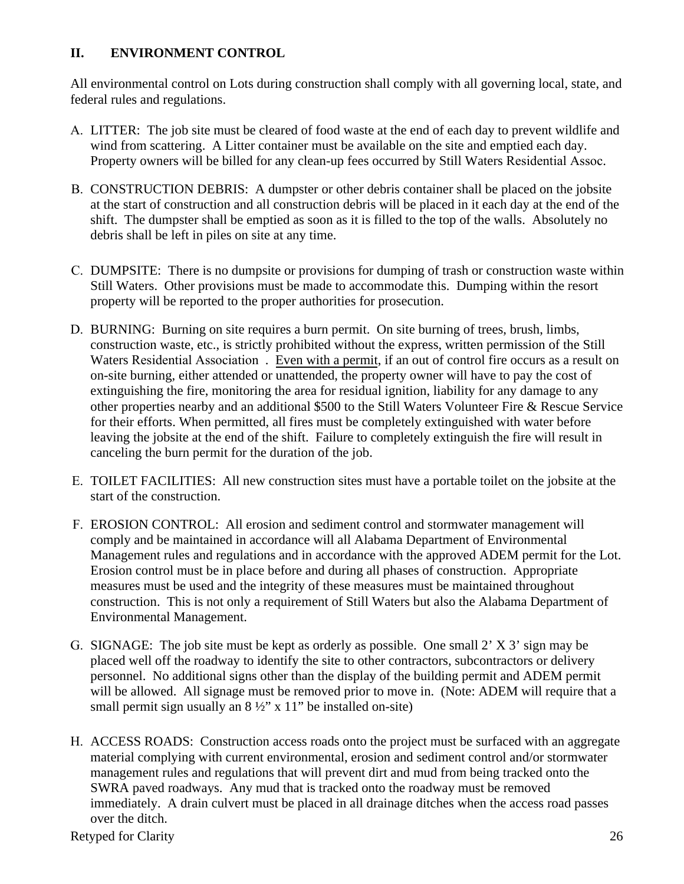## II. ENVIRONMENT CONTROL

All environmental control on Lots during construction shall comply with all governing local, state, and federal rules and regulations.

A. LITTER: The job site must be cleared of food waste at the end of each day to prevent wildlife and wind from scattering. A Litter container must be available on the site and emptied each day. Property owners will be billed for any clean-up fees occurred by Still Waters Residential Assoc.

B. CONSTRUCTION DEBRIS: A dumpster or other debris container shall be placed on the jobsite at the start of construction and all construction debris will be placed in it each day at the end of the shift. The dumpster shall be emptied as soon as it is filled to the top of the walls. Absolutely no debris shall be left in piles on site at any time.

C. DUMPSITE: There is no dumpsite or provisions for dumping of trash or construction waste within Still Waters. Other provisions must be made to accommodate this. Dumping within the resort property will be reported to the proper authorities for prosecution.

D. BURNING: Burning on site requires a burn permit. On site burning of trees, brush, limbs, construction waste, etc., is strictly prohibited without the express, written permission of the Still Waters Residential Association . Even with a permit, if an out of control fire occurs as a result on on-site burning, either attended or unattended, the property owner will have to pay the cost of extinguishing the fire, monitoring the area for residual ignition, liability for any damage to any other properties nearby and an additional $500 to the Still Waters Volunteer Fire & Rescue Service for their efforts. When permitted, all fires must be completely extinguished with water before leaving the jobsite at the end of the shift. Failure to completely extinguish the fire will result in canceling the burn permit for the duration of the job.

E. TOILET FACILITIES: All new construction sites must have a portable toilet on the jobsite at the start of the construction.

F. EROSION CONTROL: All erosion and sediment control and stormwater management will comply and be maintained in accordance will all Alabama Department of Environmental Management rules and regulations and in accordance with the approved ADEM permit for the Lot. Erosion control must be in place before and during all phases of construction. Appropriate measures must be used and the integrity of these measures must be maintained throughout construction. This is not only a requirement of Still Waters but also the Alabama Department of Environmental Management.

G. SIGNAGE: The job site must be kept as orderly as possible. One small 2' X 3' sign may be placed well off the roadway to identify the site to other contractors, subcontractors or delivery personnel. No additional signs other than the display of the building permit and ADEM permit will be allowed. All signage must be removed prior to move in. (Note: ADEM will require that a small permit sign usually an 8 ½" x 11" be installed on-site)

H. ACCESS ROADS: Construction access roads onto the project must be surfaced with an aggregate material complying with current environmental, erosion and sediment control and/or stormwater management rules and regulations that will prevent dirt and mud from being tracked onto the SWRA paved roadways. Any mud that is tracked onto the roadway must be removed immediately. A drain culvert must be placed in all drainage ditches when the access road passes over the ditch.

Retyped for Clarity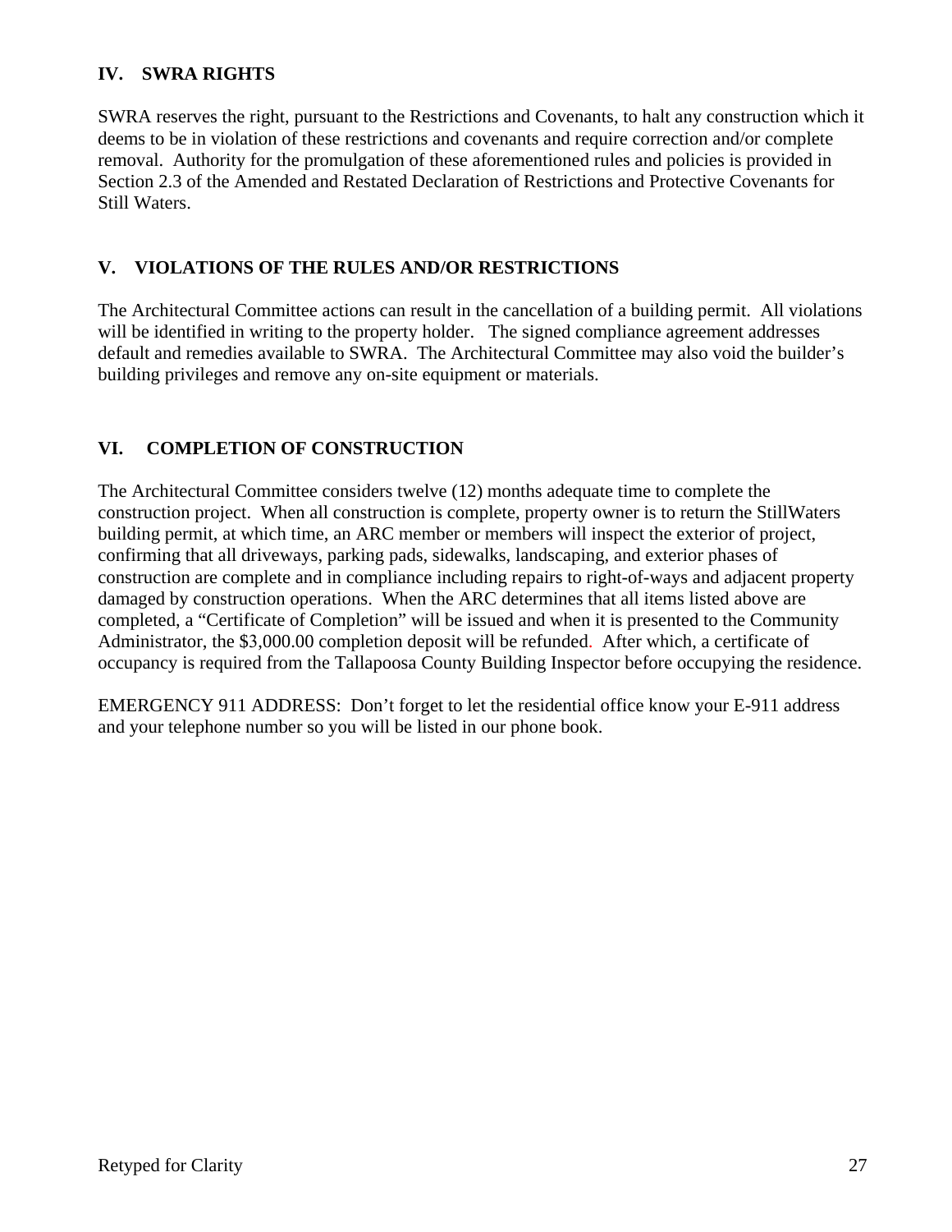## IV. SWRA RIGHTS

SWRA reserves the right, pursuant to the Restrictions and Covenants, to halt any construction which it deems to be in violation of these restrictions and covenants and require correction and/or complete removal. Authority for the promulgation of these aforementioned rules and policies is provided in Section 2.3 of the Amended and Restated Declaration of Restrictions and Protective Covenants for Still Waters.

## V. VIOLATIONS OF THE RULES AND/OR RESTRICTIONS

The Architectural Committee actions can result in the cancellation of a building permit. All violations will be identified in writing to the property holder. The signed compliance agreement addresses default and remedies available to SWRA. The Architectural Committee may also void the builder's building privileges and remove any on-site equipment or materials.

## VI. COMPLETION OF CONSTRUCTION

The Architectural Committee considers twelve (12) months adequate time to complete the construction project. When all construction is complete, property owner is to return the StillWaters building permit, at which time, an ARC member or members will inspect the exterior of project, confirming that all driveways, parking pads, sidewalks, landscaping, and exterior phases of construction are complete and in compliance including repairs to right-of-ways and adjacent property damaged by construction operations. When the ARC determines that all items listed above are completed, a "Certificate of Completion" will be issued and when it is presented to the Community Administrator, the $3,000.00 completion deposit will be refunded. After which, a certificate of occupancy is required from the Tallapoosa County Building Inspector before occupying the residence.

EMERGENCY 911 ADDRESS: Don't forget to let the residential office know your E-911 address and your telephone number so you will be listed in our phone book.

Retyped for Clarity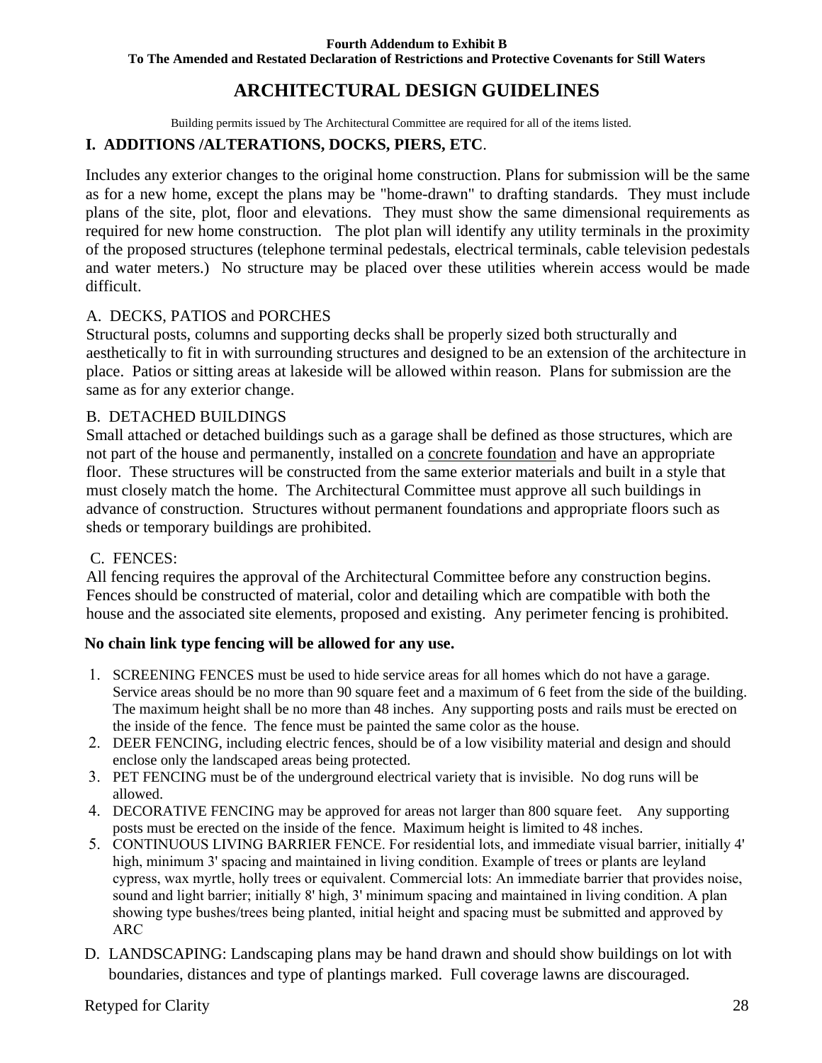**Fourth Addendum to Exhibit B**
**To The Amended and Restated Declaration of Restrictions and Protective Covenants for Still Waters**

# ARCHITECTURAL DESIGN GUIDELINES

Building permits issued by The Architectural Committee are required for all of the items listed.

## I. ADDITIONS /ALTERATIONS, DOCKS, PIERS, ETC.

Includes any exterior changes to the original home construction. Plans for submission will be the same as for a new home, except the plans may be "home-drawn" to drafting standards. They must include plans of the site, plot, floor and elevations. They must show the same dimensional requirements as required for new home construction. The plot plan will identify any utility terminals in the proximity of the proposed structures (telephone terminal pedestals, electrical terminals, cable television pedestals and water meters.) No structure may be placed over these utilities wherein access would be made difficult.

### A. DECKS, PATIOS and PORCHES

Structural posts, columns and supporting decks shall be properly sized both structurally and aesthetically to fit in with surrounding structures and designed to be an extension of the architecture in place. Patios or sitting areas at lakeside will be allowed within reason. Plans for submission are the same as for any exterior change.

### B. DETACHED BUILDINGS

Small attached or detached buildings such as a garage shall be defined as those structures, which are not part of the house and permanently, installed on a <u>concrete foundation</u> and have an appropriate floor. These structures will be constructed from the same exterior materials and built in a style that must closely match the home. The Architectural Committee must approve all such buildings in advance of construction. Structures without permanent foundations and appropriate floors such as sheds or temporary buildings are prohibited.

### C. FENCES:

All fencing requires the approval of the Architectural Committee before any construction begins. Fences should be constructed of material, color and detailing which are compatible with both the house and the associated site elements, proposed and existing. Any perimeter fencing is prohibited.

**No chain link type fencing will be allowed for any use.**

1. SCREENING FENCES must be used to hide service areas for all homes which do not have a garage. Service areas should be no more than 90 square feet and a maximum of 6 feet from the side of the building. The maximum height shall be no more than 48 inches. Any supporting posts and rails must be erected on the inside of the fence. The fence must be painted the same color as the house.
2. DEER FENCING, including electric fences, should be of a low visibility material and design and should enclose only the landscaped areas being protected.
3. PET FENCING must be of the underground electrical variety that is invisible. No dog runs will be allowed.
4. DECORATIVE FENCING may be approved for areas not larger than 800 square feet. Any supporting posts must be erected on the inside of the fence. Maximum height is limited to 48 inches.
5. CONTINUOUS LIVING BARRIER FENCE. For residential lots, and immediate visual barrier, initially 4' high, minimum 3' spacing and maintained in living condition. Example of trees or plants are leyland cypress, wax myrtle, holly trees or equivalent. Commercial lots: An immediate barrier that provides noise, sound and light barrier; initially 8' high, 3' minimum spacing and maintained in living condition. A plan showing type bushes/trees being planted, initial height and spacing must be submitted and approved by ARC

### D. LANDSCAPING:

Landscaping plans may be hand drawn and should show buildings on lot with boundaries, distances and type of plantings marked. Full coverage lawns are discouraged.

Retyped for Clarity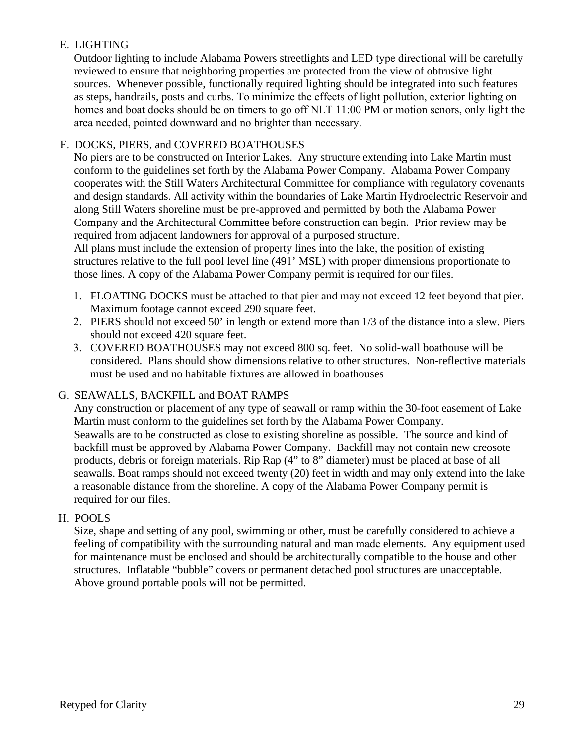E. LIGHTING

Outdoor lighting to include Alabama Powers streetlights and LED type directional will be carefully reviewed to ensure that neighboring properties are protected from the view of obtrusive light sources. Whenever possible, functionally required lighting should be integrated into such features as steps, handrails, posts and curbs. To minimize the effects of light pollution, exterior lighting on homes and boat docks should be on timers to go off NLT 11:00 PM or motion senors, only light the area needed, pointed downward and no brighter than necessary.

F. DOCKS, PIERS, and COVERED BOATHOUSES

No piers are to be constructed on Interior Lakes. Any structure extending into Lake Martin must conform to the guidelines set forth by the Alabama Power Company. Alabama Power Company cooperates with the Still Waters Architectural Committee for compliance with regulatory covenants and design standards. All activity within the boundaries of Lake Martin Hydroelectric Reservoir and along Still Waters shoreline must be pre-approved and permitted by both the Alabama Power Company and the Architectural Committee before construction can begin. Prior review may be required from adjacent landowners for approval of a purposed structure.

All plans must include the extension of property lines into the lake, the position of existing structures relative to the full pool level line (491' MSL) with proper dimensions proportionate to those lines. A copy of the Alabama Power Company permit is required for our files.

1. FLOATING DOCKS must be attached to that pier and may not exceed 12 feet beyond that pier. Maximum footage cannot exceed 290 square feet.
2. PIERS should not exceed 50' in length or extend more than 1/3 of the distance into a slew. Piers should not exceed 420 square feet.
3. COVERED BOATHOUSES may not exceed 800 sq. feet. No solid-wall boathouse will be considered. Plans should show dimensions relative to other structures. Non-reflective materials must be used and no habitable fixtures are allowed in boathouses

G. SEAWALLS, BACKFILL and BOAT RAMPS

Any construction or placement of any type of seawall or ramp within the 30-foot easement of Lake Martin must conform to the guidelines set forth by the Alabama Power Company.

Seawalls are to be constructed as close to existing shoreline as possible. The source and kind of backfill must be approved by Alabama Power Company. Backfill may not contain new creosote products, debris or foreign materials. Rip Rap (4" to 8" diameter) must be placed at base of all seawalls. Boat ramps should not exceed twenty (20) feet in width and may only extend into the lake a reasonable distance from the shoreline. A copy of the Alabama Power Company permit is required for our files.

H. POOLS

Size, shape and setting of any pool, swimming or other, must be carefully considered to achieve a feeling of compatibility with the surrounding natural and man made elements. Any equipment used for maintenance must be enclosed and should be architecturally compatible to the house and other structures. Inflatable "bubble" covers or permanent detached pool structures are unacceptable. Above ground portable pools will not be permitted.

Retyped for Clarity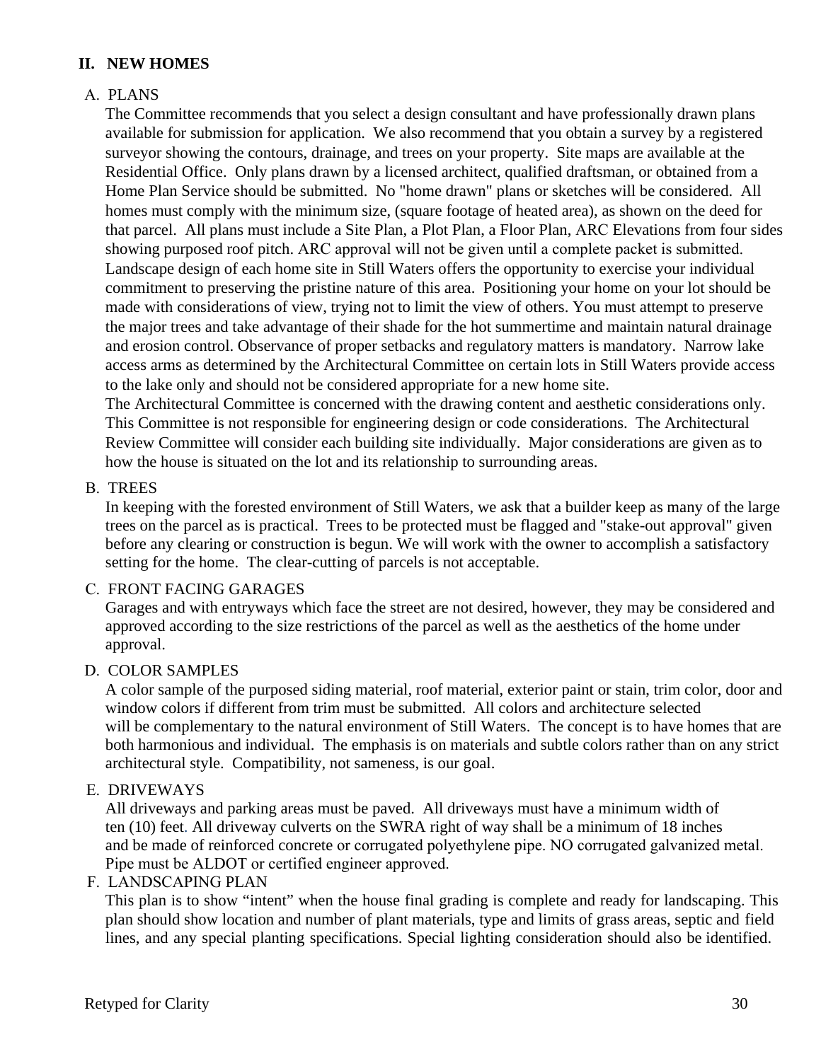## II. NEW HOMES

### A. PLANS

The Committee recommends that you select a design consultant and have professionally drawn plans available for submission for application. We also recommend that you obtain a survey by a registered surveyor showing the contours, drainage, and trees on your property. Site maps are available at the Residential Office. Only plans drawn by a licensed architect, qualified draftsman, or obtained from a Home Plan Service should be submitted. No "home drawn" plans or sketches will be considered. All homes must comply with the minimum size, (square footage of heated area), as shown on the deed for that parcel. All plans must include a Site Plan, a Plot Plan, a Floor Plan, ARC Elevations from four sides showing purposed roof pitch. ARC approval will not be given until a complete packet is submitted. Landscape design of each home site in Still Waters offers the opportunity to exercise your individual commitment to preserving the pristine nature of this area. Positioning your home on your lot should be made with considerations of view, trying not to limit the view of others. You must attempt to preserve the major trees and take advantage of their shade for the hot summertime and maintain natural drainage and erosion control. Observance of proper setbacks and regulatory matters is mandatory. Narrow lake access arms as determined by the Architectural Committee on certain lots in Still Waters provide access to the lake only and should not be considered appropriate for a new home site.

The Architectural Committee is concerned with the drawing content and aesthetic considerations only. This Committee is not responsible for engineering design or code considerations. The Architectural Review Committee will consider each building site individually. Major considerations are given as to how the house is situated on the lot and its relationship to surrounding areas.

### B. TREES

In keeping with the forested environment of Still Waters, we ask that a builder keep as many of the large trees on the parcel as is practical. Trees to be protected must be flagged and "stake-out approval" given before any clearing or construction is begun. We will work with the owner to accomplish a satisfactory setting for the home. The clear-cutting of parcels is not acceptable.

### C. FRONT FACING GARAGES

Garages and with entryways which face the street are not desired, however, they may be considered and approved according to the size restrictions of the parcel as well as the aesthetics of the home under approval.

### D. COLOR SAMPLES

A color sample of the purposed siding material, roof material, exterior paint or stain, trim color, door and window colors if different from trim must be submitted. All colors and architecture selected will be complementary to the natural environment of Still Waters. The concept is to have homes that are both harmonious and individual. The emphasis is on materials and subtle colors rather than on any strict architectural style. Compatibility, not sameness, is our goal.

### E. DRIVEWAYS

All driveways and parking areas must be paved. All driveways must have a minimum width of ten (10) feet. All driveway culverts on the SWRA right of way shall be a minimum of 18 inches and be made of reinforced concrete or corrugated polyethylene pipe. NO corrugated galvanized metal. Pipe must be ALDOT or certified engineer approved.

### F. LANDSCAPING PLAN

This plan is to show "intent" when the house final grading is complete and ready for landscaping. This plan should show location and number of plant materials, type and limits of grass areas, septic and field lines, and any special planting specifications. Special lighting consideration should also be identified.

Retyped for Clarity